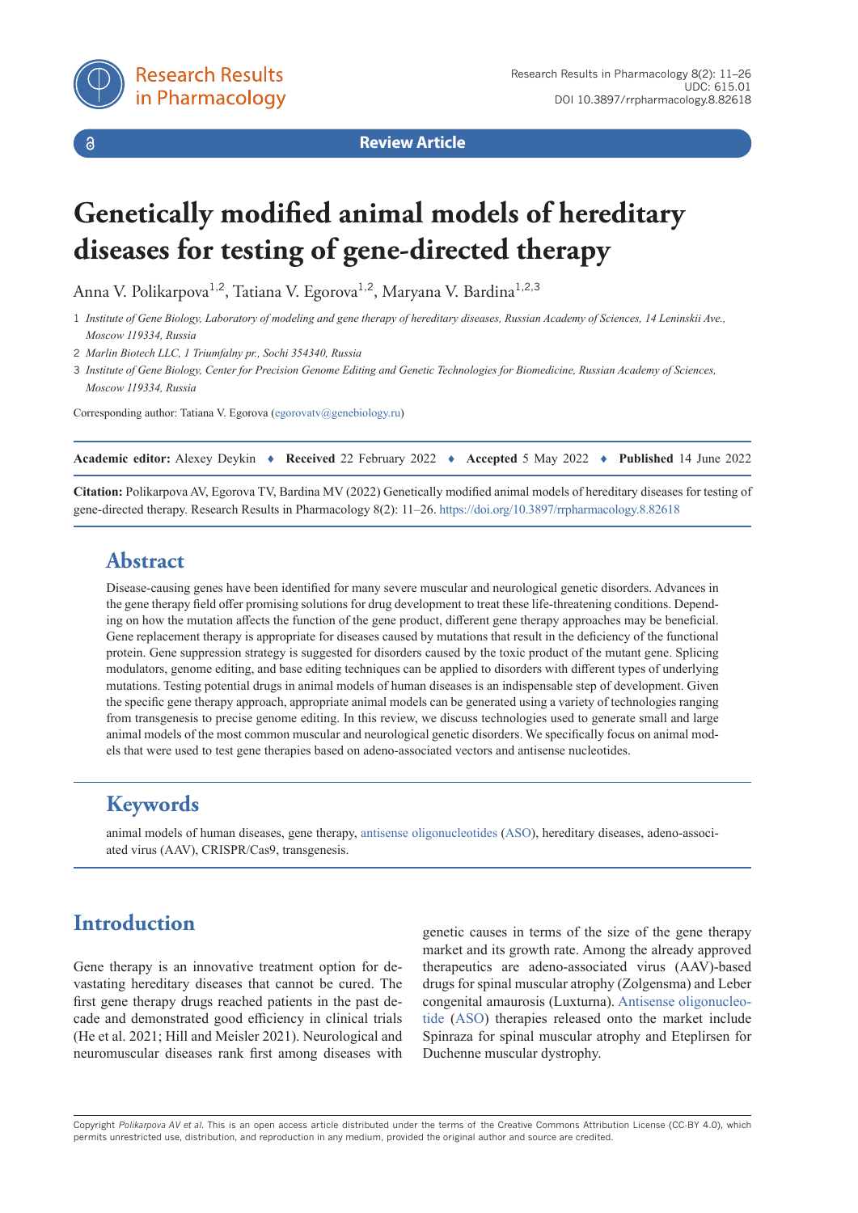Review Article

# Genetically modified animal models of hereditary diseases for testing of gene-directed therapy

Anna V. Polikarpova[1,2], Tatiana V. Egorova[1,2], Maryana V. Bardina[1,2,3]

1 *Institute of Gene Biology, Laboratory of modeling and gene therapy of hereditary diseases, Russian Academy of Sciences, 14 Leninskii Ave., Moscow 119334, Russia*

2 *Marlin Biotech LLC, 1 Triumfalny pr., Sochi 354340, Russia*

3 *Institute of Gene Biology, Center for Precision Genome Editing and Genetic Technologies for Biomedicine, Russian Academy of Sciences, Moscow 119334, Russia*

Corresponding author: Tatiana V. Egorova (egorovatv@genebiology.ru)

**Academic editor:** Alexey Deykin ♦ **Received** 22 February 2022 ♦ **Accepted** 5 May 2022 ♦ **Published** 14 June 2022

**Citation:** Polikarpova AV, Egorova TV, Bardina MV (2022) Genetically modified animal models of hereditary diseases for testing of gene-directed therapy. Research Results in Pharmacology 8(2): 11–26. https://doi.org/10.3897/rrpharmacology.8.82618

## Abstract

Disease-causing genes have been identified for many severe muscular and neurological genetic disorders. Advances in the gene therapy field offer promising solutions for drug development to treat these life-threatening conditions. Depending on how the mutation affects the function of the gene product, different gene therapy approaches may be beneficial. Gene replacement therapy is appropriate for diseases caused by mutations that result in the deficiency of the functional protein. Gene suppression strategy is suggested for disorders caused by the toxic product of the mutant gene. Splicing modulators, genome editing, and base editing techniques can be applied to disorders with different types of underlying mutations. Testing potential drugs in animal models of human diseases is an indispensable step of development. Given the specific gene therapy approach, appropriate animal models can be generated using a variety of technologies ranging from transgenesis to precise genome editing. In this review, we discuss technologies used to generate small and large animal models of the most common muscular and neurological genetic disorders. We specifically focus on animal models that were used to test gene therapies based on adeno-associated vectors and antisense nucleotides.

## Keywords

animal models of human diseases, gene therapy, antisense oligonucleotides (ASO), hereditary diseases, adeno-associated virus (AAV), CRISPR/Cas9, transgenesis.

## Introduction

Gene therapy is an innovative treatment option for devastating hereditary diseases that cannot be cured. The first gene therapy drugs reached patients in the past decade and demonstrated good efficiency in clinical trials (He et al. 2021; Hill and Meisler 2021). Neurological and neuromuscular diseases rank first among diseases with genetic causes in terms of the size of the gene therapy market and its growth rate. Among the already approved therapeutics are adeno-associated virus (AAV)-based drugs for spinal muscular atrophy (Zolgensma) and Leber congenital amaurosis (Luxturna). Antisense oligonucleotide (ASO) therapies released onto the market include Spinraza for spinal muscular atrophy and Eteplirsen for Duchenne muscular dystrophy.

Copyright *Polikarpova AV et al.* This is an open access article distributed under the terms of the Creative Commons Attribution License (CC-BY 4.0), which permits unrestricted use, distribution, and reproduction in any medium, provided the original author and source are credited.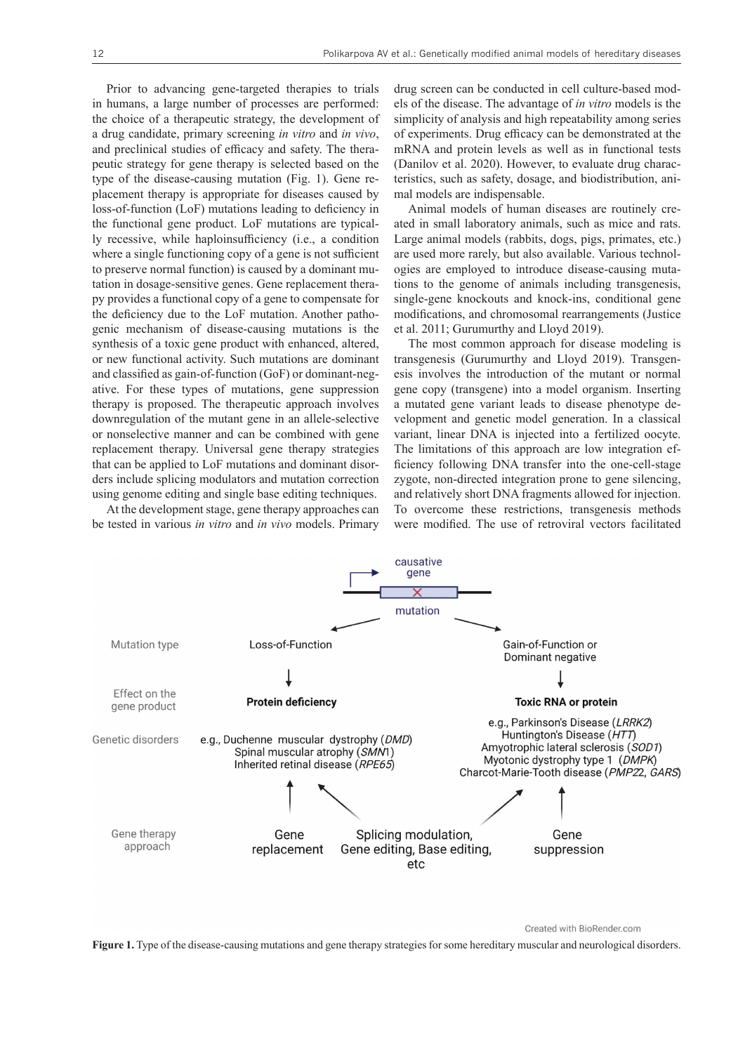Prior to advancing gene-targeted therapies to trials in humans, a large number of processes are performed: the choice of a therapeutic strategy, the development of a drug candidate, primary screening *in vitro* and *in vivo*, and preclinical studies of efficacy and safety. The therapeutic strategy for gene therapy is selected based on the type of the disease-causing mutation (Fig. 1). Gene replacement therapy is appropriate for diseases caused by loss-of-function (LoF) mutations leading to deficiency in the functional gene product. LoF mutations are typically recessive, while haploinsufficiency (i.e., a condition where a single functioning copy of a gene is not sufficient to preserve normal function) is caused by a dominant mutation in dosage-sensitive genes. Gene replacement therapy provides a functional copy of a gene to compensate for the deficiency due to the LoF mutation. Another pathogenic mechanism of disease-causing mutations is the synthesis of a toxic gene product with enhanced, altered, or new functional activity. Such mutations are dominant and classified as gain-of-function (GoF) or dominant-negative. For these types of mutations, gene suppression therapy is proposed. The therapeutic approach involves downregulation of the mutant gene in an allele-selective or nonselective manner and can be combined with gene replacement therapy. Universal gene therapy strategies that can be applied to LoF mutations and dominant disorders include splicing modulators and mutation correction using genome editing and single base editing techniques.

At the development stage, gene therapy approaches can be tested in various *in vitro* and *in vivo* models. Primary drug screen can be conducted in cell culture-based models of the disease. The advantage of *in vitro* models is the simplicity of analysis and high repeatability among series of experiments. Drug efficacy can be demonstrated at the mRNA and protein levels as well as in functional tests (Danilov et al. 2020). However, to evaluate drug characteristics, such as safety, dosage, and biodistribution, animal models are indispensable.

Animal models of human diseases are routinely created in small laboratory animals, such as mice and rats. Large animal models (rabbits, dogs, pigs, primates, etc.) are used more rarely, but also available. Various technologies are employed to introduce disease-causing mutations to the genome of animals including transgenesis, single-gene knockouts and knock-ins, conditional gene modifications, and chromosomal rearrangements (Justice et al. 2011; Gurumurthy and Lloyd 2019).

The most common approach for disease modeling is transgenesis (Gurumurthy and Lloyd 2019). Transgenesis involves the introduction of the mutant or normal gene copy (transgene) into a model organism. Inserting a mutated gene variant leads to disease phenotype development and genetic model generation. In a classical variant, linear DNA is injected into a fertilized oocyte. The limitations of this approach are low integration efficiency following DNA transfer into the one-cell-stage zygote, non-directed integration prone to gene silencing, and relatively short DNA fragments allowed for injection. To overcome these restrictions, transgenesis methods were modified. The use of retroviral vectors facilitated

**Figure 1.** Type of the disease-causing mutations and gene therapy strategies for some hereditary muscular and neurological disorders.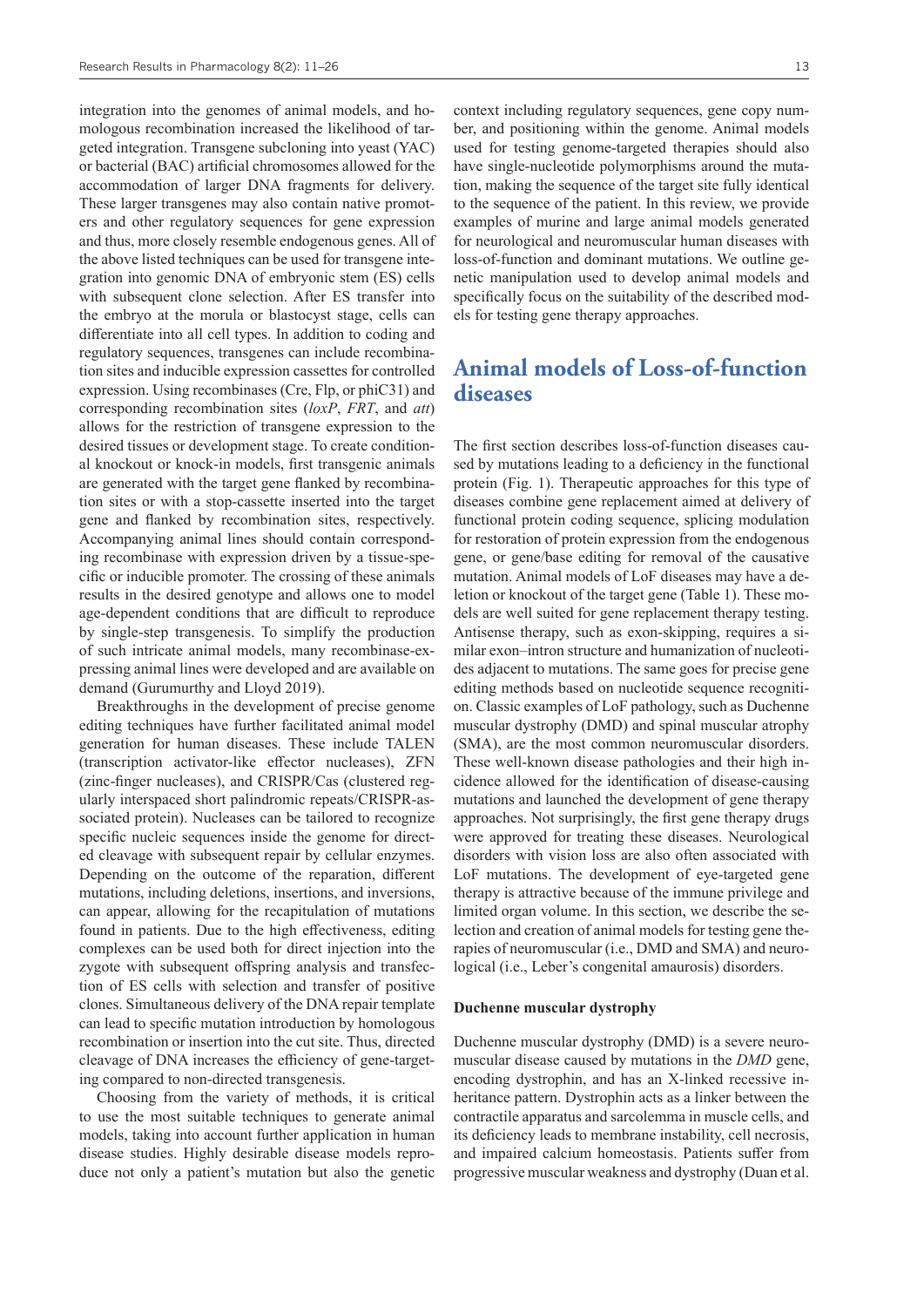integration into the genomes of animal models, and homologous recombination increased the likelihood of targeted integration. Transgene subcloning into yeast (YAC) or bacterial (BAC) artificial chromosomes allowed for the accommodation of larger DNA fragments for delivery. These larger transgenes may also contain native promoters and other regulatory sequences for gene expression and thus, more closely resemble endogenous genes. All of the above listed techniques can be used for transgene integration into genomic DNA of embryonic stem (ES) cells with subsequent clone selection. After ES transfer into the embryo at the morula or blastocyst stage, cells can differentiate into all cell types. In addition to coding and regulatory sequences, transgenes can include recombination sites and inducible expression cassettes for controlled expression. Using recombinases (Cre, Flp, or phiC31) and corresponding recombination sites (*loxP*, *FRT*, and *att*) allows for the restriction of transgene expression to the desired tissues or development stage. To create conditional knockout or knock-in models, first transgenic animals are generated with the target gene flanked by recombination sites or with a stop-cassette inserted into the target gene and flanked by recombination sites, respectively. Accompanying animal lines should contain corresponding recombinase with expression driven by a tissue-specific or inducible promoter. The crossing of these animals results in the desired genotype and allows one to model age-dependent conditions that are difficult to reproduce by single-step transgenesis. To simplify the production of such intricate animal models, many recombinase-expressing animal lines were developed and are available on demand (Gurumurthy and Lloyd 2019).

Breakthroughs in the development of precise genome editing techniques have further facilitated animal model generation for human diseases. These include TALEN (transcription activator-like effector nucleases), ZFN (zinc-finger nucleases), and CRISPR/Cas (clustered regularly interspaced short palindromic repeats/CRISPR-associated protein). Nucleases can be tailored to recognize specific nucleic sequences inside the genome for directed cleavage with subsequent repair by cellular enzymes. Depending on the outcome of the reparation, different mutations, including deletions, insertions, and inversions, can appear, allowing for the recapitulation of mutations found in patients. Due to the high effectiveness, editing complexes can be used both for direct injection into the zygote with subsequent offspring analysis and transfection of ES cells with selection and transfer of positive clones. Simultaneous delivery of the DNA repair template can lead to specific mutation introduction by homologous recombination or insertion into the cut site. Thus, directed cleavage of DNA increases the efficiency of gene-targeting compared to non-directed transgenesis.

Choosing from the variety of methods, it is critical to use the most suitable techniques to generate animal models, taking into account further application in human disease studies. Highly desirable disease models reproduce not only a patient's mutation but also the genetic context including regulatory sequences, gene copy number, and positioning within the genome. Animal models used for testing genome-targeted therapies should also have single-nucleotide polymorphisms around the mutation, making the sequence of the target site fully identical to the sequence of the patient. In this review, we provide examples of murine and large animal models generated for neurological and neuromuscular human diseases with loss-of-function and dominant mutations. We outline genetic manipulation used to develop animal models and specifically focus on the suitability of the described models for testing gene therapy approaches.

## Animal models of Loss-of-function diseases

The first section describes loss-of-function diseases caused by mutations leading to a deficiency in the functional protein (Fig. 1). Therapeutic approaches for this type of diseases combine gene replacement aimed at delivery of functional protein coding sequence, splicing modulation for restoration of protein expression from the endogenous gene, or gene/base editing for removal of the causative mutation. Animal models of LoF diseases may have a deletion or knockout of the target gene (Table 1). These models are well suited for gene replacement therapy testing. Antisense therapy, such as exon-skipping, requires a similar exon–intron structure and humanization of nucleotides adjacent to mutations. The same goes for precise gene editing methods based on nucleotide sequence recognition. Classic examples of LoF pathology, such as Duchenne muscular dystrophy (DMD) and spinal muscular atrophy (SMA), are the most common neuromuscular disorders. These well-known disease pathologies and their high incidence allowed for the identification of disease-causing mutations and launched the development of gene therapy approaches. Not surprisingly, the first gene therapy drugs were approved for treating these diseases. Neurological disorders with vision loss are also often associated with LoF mutations. The development of eye-targeted gene therapy is attractive because of the immune privilege and limited organ volume. In this section, we describe the selection and creation of animal models for testing gene therapies of neuromuscular (i.e., DMD and SMA) and neurological (i.e., Leber's congenital amaurosis) disorders.

### Duchenne muscular dystrophy

Duchenne muscular dystrophy (DMD) is a severe neuromuscular disease caused by mutations in the *DMD* gene, encoding dystrophin, and has an X-linked recessive inheritance pattern. Dystrophin acts as a linker between the contractile apparatus and sarcolemma in muscle cells, and its deficiency leads to membrane instability, cell necrosis, and impaired calcium homeostasis. Patients suffer from progressive muscular weakness and dystrophy (Duan et al.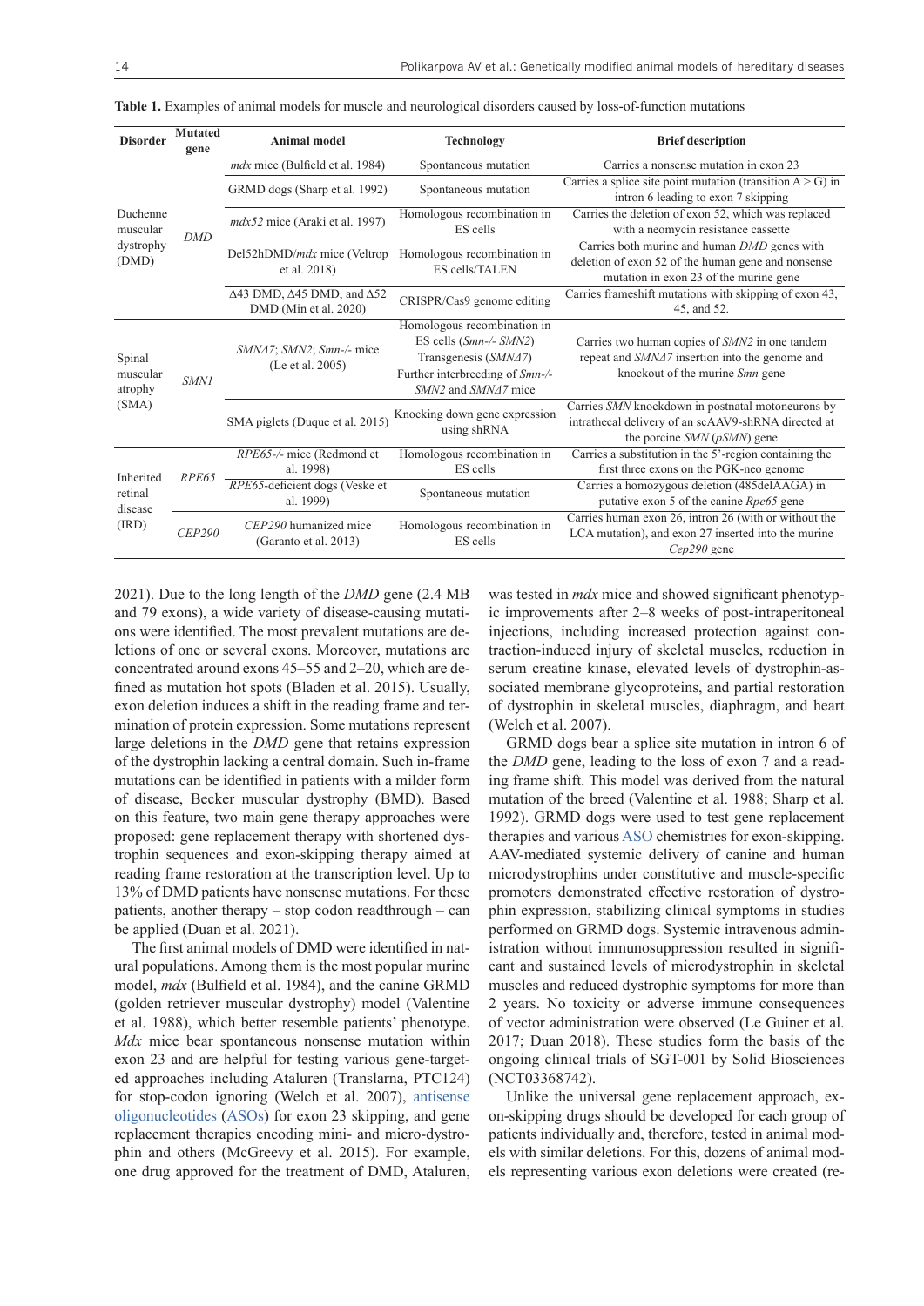**Table 1.** Examples of animal models for muscle and neurological disorders caused by loss-of-function mutations

| Disorder | Mutated gene | Animal model | Technology | Brief description |
|---|---|---|---|---|
| Duchenne muscular dystrophy (DMD) | *DMD* | *mdx* mice (Bulfield et al. 1984) | Spontaneous mutation | Carries a nonsense mutation in exon 23 |
| | | GRMD dogs (Sharp et al. 1992) | Spontaneous mutation | Carries a splice site point mutation (transition A > G) in intron 6 leading to exon 7 skipping |
| | | *mdx52* mice (Araki et al. 1997) | Homologous recombination in ES cells | Carries the deletion of exon 52, which was replaced with a neomycin resistance cassette |
| | | Del52hDMD/*mdx* mice (Veltrop et al. 2018) | Homologous recombination in ES cells/TALEN | Carries both murine and human *DMD* genes with deletion of exon 52 of the human gene and nonsense mutation in exon 23 of the murine gene |
| | | Δ43 DMD, Δ45 DMD, and Δ52 DMD (Min et al. 2020) | CRISPR/Cas9 genome editing | Carries frameshift mutations with skipping of exon 43, 45, and 52. |
| Spinal muscular atrophy (SMA) | *SMN1* | *SMNΔ7*; *SMN2*; *Smn*-/- mice (Le et al. 2005) | Homologous recombination in ES cells (*Smn*-/- *SMN2*) Transgenesis (*SMNΔ7*) Further interbreeding of *Smn*-/- *SMN2* and *SMNΔ7* mice | Carries two human copies of *SMN2* in one tandem repeat and *SMNΔ7* insertion into the genome and knockout of the murine *Smn* gene |
| | | SMA piglets (Duque et al. 2015) | Knocking down gene expression using shRNA | Carries *SMN* knockdown in postnatal motoneurons by intrathecal delivery of an scAAV9-shRNA directed at the porcine *SMN* (*pSMN*) gene |
| Inherited retinal disease (IRD) | *RPE65* | *RPE65*-/- mice (Redmond et al. 1998) | Homologous recombination in ES cells | Carries a substitution in the 5'-region containing the first three exons on the PGK-neo genome |
| | | *RPE65*-deficient dogs (Veske et al. 1999) | Spontaneous mutation | Carries a homozygous deletion (485delAAGA) in putative exon 5 of the canine *Rpe65* gene |
| | *CEP290* | *CEP290* humanized mice (Garanto et al. 2013) | Homologous recombination in ES cells | Carries human exon 26, intron 26 (with or without the LCA mutation), and exon 27 inserted into the murine *Cep290* gene |

2021). Due to the long length of the *DMD* gene (2.4 MB and 79 exons), a wide variety of disease-causing mutations were identified. The most prevalent mutations are deletions of one or several exons. Moreover, mutations are concentrated around exons 45–55 and 2–20, which are defined as mutation hot spots (Bladen et al. 2015). Usually, exon deletion induces a shift in the reading frame and termination of protein expression. Some mutations represent large deletions in the *DMD* gene that retains expression of the dystrophin lacking a central domain. Such in-frame mutations can be identified in patients with a milder form of disease, Becker muscular dystrophy (BMD). Based on this feature, two main gene therapy approaches were proposed: gene replacement therapy with shortened dystrophin sequences and exon-skipping therapy aimed at reading frame restoration at the transcription level. Up to 13% of DMD patients have nonsense mutations. For these patients, another therapy – stop codon readthrough – can be applied (Duan et al. 2021).

The first animal models of DMD were identified in natural populations. Among them is the most popular murine model, *mdx* (Bulfield et al. 1984), and the canine GRMD (golden retriever muscular dystrophy) model (Valentine et al. 1988), which better resemble patients' phenotype. *Mdx* mice bear spontaneous nonsense mutation within exon 23 and are helpful for testing various gene-targeted approaches including Ataluren (Translarna, PTC124) for stop-codon ignoring (Welch et al. 2007), antisense oligonucleotides (ASOs) for exon 23 skipping, and gene replacement therapies encoding mini- and micro-dystrophin and others (McGreevy et al. 2015). For example, one drug approved for the treatment of DMD, Ataluren, was tested in *mdx* mice and showed significant phenotypic improvements after 2–8 weeks of post-intraperitoneal injections, including increased protection against contraction-induced injury of skeletal muscles, reduction in serum creatine kinase, elevated levels of dystrophin-associated membrane glycoproteins, and partial restoration of dystrophin in skeletal muscles, diaphragm, and heart (Welch et al. 2007).

GRMD dogs bear a splice site mutation in intron 6 of the *DMD* gene, leading to the loss of exon 7 and a reading frame shift. This model was derived from the natural mutation of the breed (Valentine et al. 1988; Sharp et al. 1992). GRMD dogs were used to test gene replacement therapies and various ASO chemistries for exon-skipping. AAV-mediated systemic delivery of canine and human microdystrophins under constitutive and muscle-specific promoters demonstrated effective restoration of dystrophin expression, stabilizing clinical symptoms in studies performed on GRMD dogs. Systemic intravenous administration without immunosuppression resulted in significant and sustained levels of microdystrophin in skeletal muscles and reduced dystrophic symptoms for more than 2 years. No toxicity or adverse immune consequences of vector administration were observed (Le Guiner et al. 2017; Duan 2018). These studies form the basis of the ongoing clinical trials of SGT-001 by Solid Biosciences (NCT03368742).

Unlike the universal gene replacement approach, exon-skipping drugs should be developed for each group of patients individually and, therefore, tested in animal models with similar deletions. For this, dozens of animal models representing various exon deletions were created (re-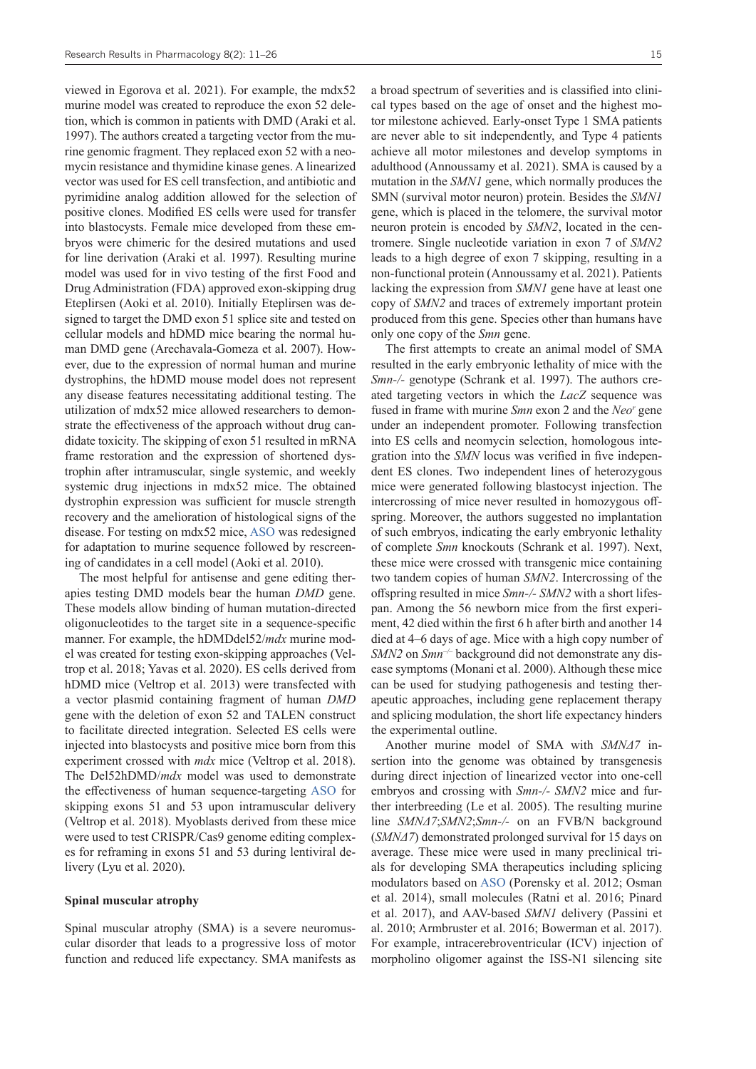viewed in Egorova et al. 2021). For example, the mdx52 murine model was created to reproduce the exon 52 deletion, which is common in patients with DMD (Araki et al. 1997). The authors created a targeting vector from the murine genomic fragment. They replaced exon 52 with a neomycin resistance and thymidine kinase genes. A linearized vector was used for ES cell transfection, and antibiotic and pyrimidine analog addition allowed for the selection of positive clones. Modified ES cells were used for transfer into blastocysts. Female mice developed from these embryos were chimeric for the desired mutations and used for line derivation (Araki et al. 1997). Resulting murine model was used for in vivo testing of the first Food and Drug Administration (FDA) approved exon-skipping drug Eteplirsen (Aoki et al. 2010). Initially Eteplirsen was designed to target the DMD exon 51 splice site and tested on cellular models and hDMD mice bearing the normal human DMD gene (Arechavala-Gomeza et al. 2007). However, due to the expression of normal human and murine dystrophins, the hDMD mouse model does not represent any disease features necessitating additional testing. The utilization of mdx52 mice allowed researchers to demonstrate the effectiveness of the approach without drug candidate toxicity. The skipping of exon 51 resulted in mRNA frame restoration and the expression of shortened dystrophin after intramuscular, single systemic, and weekly systemic drug injections in mdx52 mice. The obtained dystrophin expression was sufficient for muscle strength recovery and the amelioration of histological signs of the disease. For testing on mdx52 mice, ASO was redesigned for adaptation to murine sequence followed by rescreening of candidates in a cell model (Aoki et al. 2010).

The most helpful for antisense and gene editing therapies testing DMD models bear the human *DMD* gene. These models allow binding of human mutation-directed oligonucleotides to the target site in a sequence-specific manner. For example, the hDMDdel52/*mdx* murine model was created for testing exon-skipping approaches (Veltrop et al. 2018; Yavas et al. 2020). ES cells derived from hDMD mice (Veltrop et al. 2013) were transfected with a vector plasmid containing fragment of human *DMD* gene with the deletion of exon 52 and TALEN construct to facilitate directed integration. Selected ES cells were injected into blastocysts and positive mice born from this experiment crossed with *mdx* mice (Veltrop et al. 2018). The Del52hDMD/*mdx* model was used to demonstrate the effectiveness of human sequence-targeting ASO for skipping exons 51 and 53 upon intramuscular delivery (Veltrop et al. 2018). Myoblasts derived from these mice were used to test CRISPR/Cas9 genome editing complexes for reframing in exons 51 and 53 during lentiviral delivery (Lyu et al. 2020).

**Spinal muscular atrophy**

Spinal muscular atrophy (SMA) is a severe neuromuscular disorder that leads to a progressive loss of motor function and reduced life expectancy. SMA manifests as a broad spectrum of severities and is classified into clinical types based on the age of onset and the highest motor milestone achieved. Early-onset Type 1 SMA patients are never able to sit independently, and Type 4 patients achieve all motor milestones and develop symptoms in adulthood (Announssamy et al. 2021). SMA is caused by a mutation in the *SMN1* gene, which normally produces the SMN (survival motor neuron) protein. Besides the *SMN1* gene, which is placed in the telomere, the survival motor neuron protein is encoded by *SMN2*, located in the centromere. Single nucleotide variation in exon 7 of *SMN2* leads to a high degree of exon 7 skipping, resulting in a non-functional protein (Announssamy et al. 2021). Patients lacking the expression from *SMN1* gene have at least one copy of *SMN2* and traces of extremely important protein produced from this gene. Species other than humans have only one copy of the *Smn* gene.

The first attempts to create an animal model of SMA resulted in the early embryonic lethality of mice with the *Smn-/-* genotype (Schrank et al. 1997). The authors created targeting vectors in which the *LacZ* sequence was fused in frame with murine *Smn* exon 2 and the $Neo^r$ gene under an independent promoter. Following transfection into ES cells and neomycin selection, homologous integration into the *SMN* locus was verified in five independent ES clones. Two independent lines of heterozygous mice were generated following blastocyst injection. The intercrossing of mice never resulted in homozygous offspring. Moreover, the authors suggested no implantation of such embryos, indicating the early embryonic lethality of complete *Smn* knockouts (Schrank et al. 1997). Next, these mice were crossed with transgenic mice containing two tandem copies of human *SMN2*. Intercrossing of the offspring resulted in mice *Smn-/- SMN2* with a short lifespan. Among the 56 newborn mice from the first experiment, 42 died within the first 6 h after birth and another 14 died at 4–6 days of age. Mice with a high copy number of *SMN2* on $Smn^{-/-}$ background did not demonstrate any disease symptoms (Monani et al. 2000). Although these mice can be used for studying pathogenesis and testing therapeutic approaches, including gene replacement therapy and splicing modulation, the short life expectancy hinders the experimental outline.

Another murine model of SMA with *SMNΔ7* insertion into the genome was obtained by transgenesis during direct injection of linearized vector into one-cell embryos and crossing with *Smn-/- SMN2* mice and further interbreeding (Le et al. 2005). The resulting murine line *SMNΔ7*;*SMN2*;*Smn-/-* on an FVB/N background (*SMNΔ7*) demonstrated prolonged survival for 15 days on average. These mice were used in many preclinical trials for developing SMA therapeutics including splicing modulators based on ASO (Porensky et al. 2012; Osman et al. 2014), small molecules (Ratni et al. 2016; Pinard et al. 2017), and AAV-based *SMN1* delivery (Passini et al. 2010; Armbruster et al. 2016; Bowerman et al. 2017). For example, intracerebroventricular (ICV) injection of morpholino oligomer against the ISS-N1 silencing site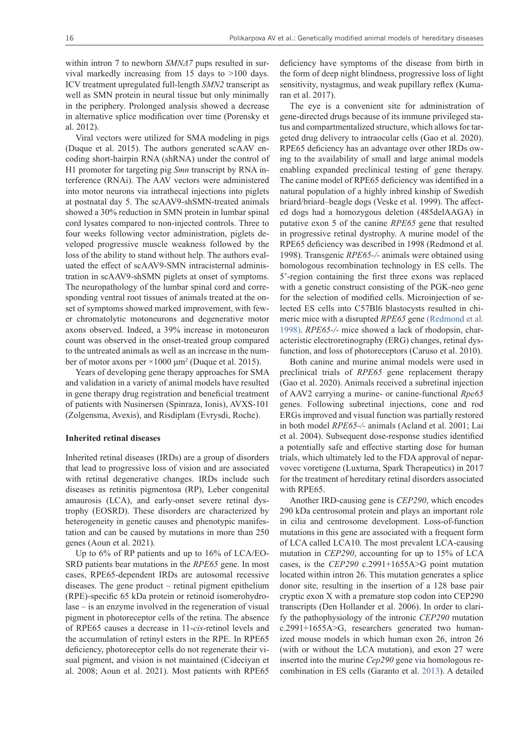within intron 7 to newborn *SMNΔ7* pups resulted in survival markedly increasing from 15 days to >100 days. ICV treatment upregulated full-length *SMN2* transcript as well as SMN protein in neural tissue but only minimally in the periphery. Prolonged analysis showed a decrease in alternative splice modification over time (Porensky et al. 2012).

Viral vectors were utilized for SMA modeling in pigs (Duque et al. 2015). The authors generated scAAV encoding short-hairpin RNA (shRNA) under the control of H1 promoter for targeting pig *Smn* transcript by RNA interference (RNAi). The AAV vectors were administered into motor neurons via intrathecal injections into piglets at postnatal day 5. The scAAV9-shSMN-treated animals showed a 30% reduction in SMN protein in lumbar spinal cord lysates compared to non-injected controls. Three to four weeks following vector administration, piglets developed progressive muscle weakness followed by the loss of the ability to stand without help. The authors evaluated the effect of scAAV9-SMN intracisternal administration in scAAV9-shSMN piglets at onset of symptoms. The neuropathology of the lumbar spinal cord and corresponding ventral root tissues of animals treated at the onset of symptoms showed marked improvement, with fewer chromatolytic motoneurons and degenerative motor axons observed. Indeed, a 39% increase in motoneuron count was observed in the onset-treated group compared to the untreated animals as well as an increase in the number of motor axons per ×1000 μm² (Duque et al. 2015).

Years of developing gene therapy approaches for SMA and validation in a variety of animal models have resulted in gene therapy drug registration and beneficial treatment of patients with Nusinersen (Spinraza, Ionis), AVXS-101 (Zolgensma, Avexis), and Risdiplam (Evrysdi, Roche).

**Inherited retinal diseases**

Inherited retinal diseases (IRDs) are a group of disorders that lead to progressive loss of vision and are associated with retinal degenerative changes. IRDs include such diseases as retinitis pigmentosa (RP), Leber congenital amaurosis (LCA), and early-onset severe retinal dystrophy (EOSRD). These disorders are characterized by heterogeneity in genetic causes and phenotypic manifestation and can be caused by mutations in more than 250 genes (Aoun et al. 2021).

Up to 6% of RP patients and up to 16% of LCA/EOSRD patients bear mutations in the *RPE65* gene. In most cases, RPE65-dependent IRDs are autosomal recessive diseases. The gene product – retinal pigment epithelium (RPE)-specific 65 kDa protein or retinoid isomerohydrolase – is an enzyme involved in the regeneration of visual pigment in photoreceptor cells of the retina. The absence of RPE65 causes a decrease in 11-*cis*-retinol levels and the accumulation of retinyl esters in the RPE. In RPE65 deficiency, photoreceptor cells do not regenerate their visual pigment, and vision is not maintained (Cideciyan et al. 2008; Aoun et al. 2021). Most patients with RPE65 deficiency have symptoms of the disease from birth in the form of deep night blindness, progressive loss of light sensitivity, nystagmus, and weak pupillary reflex (Kumaran et al. 2017).

The eye is a convenient site for administration of gene-directed drugs because of its immune privileged status and compartmentalized structure, which allows for targeted drug delivery to intraocular cells (Gao et al. 2020). RPE65 deficiency has an advantage over other IRDs owing to the availability of small and large animal models enabling expanded preclinical testing of gene therapy. The canine model of RPE65 deficiency was identified in a natural population of a highly inbred kinship of Swedish briard/briard–beagle dogs (Veske et al. 1999). The affected dogs had a homozygous deletion (485delAAGA) in putative exon 5 of the canine *RPE65* gene that resulted in progressive retinal dystrophy. A murine model of the RPE65 deficiency was described in 1998 (Redmond et al. 1998). Transgenic *RPE65-/-* animals were obtained using homologous recombination technology in ES cells. The 5'-region containing the first three exons was replaced with a genetic construct consisting of the PGK-neo gene for the selection of modified cells. Microinjection of selected ES cells into C57Bl6 blastocysts resulted in chimeric mice with a disrupted *RPE65* gene (Redmond et al. 1998). *RPE65-/-* mice showed a lack of rhodopsin, characteristic electroretinography (ERG) changes, retinal dysfunction, and loss of photoreceptors (Caruso et al. 2010).

Both canine and murine animal models were used in preclinical trials of *RPE65* gene replacement therapy (Gao et al. 2020). Animals received a subretinal injection of AAV2 carrying a murine- or canine-functional *Rpe65* genes. Following subretinal injections, cone and rod ERGs improved and visual function was partially restored in both model *RPE65-/-* animals (Acland et al. 2001; Lai et al. 2004). Subsequent dose-response studies identified a potentially safe and effective starting dose for human trials, which ultimately led to the FDA approval of neparvovec voretigene (Luxturna, Spark Therapeutics) in 2017 for the treatment of hereditary retinal disorders associated with RPE65.

Another IRD-causing gene is *CEP290*, which encodes 290 kDa centrosomal protein and plays an important role in cilia and centrosome development. Loss-of-function mutations in this gene are associated with a frequent form of LCA called LCA10. The most prevalent LCA-causing mutation in *CEP290*, accounting for up to 15% of LCA cases, is the *CEP290* c.2991+1655A>G point mutation located within intron 26. This mutation generates a splice donor site, resulting in the insertion of a 128 base pair cryptic exon X with a premature stop codon into CEP290 transcripts (Den Hollander et al. 2006). In order to clarify the pathophysiology of the intronic *CEP290* mutation c.2991+1655A>G, researchers generated two humanized mouse models in which human exon 26, intron 26 (with or without the LCA mutation), and exon 27 were inserted into the murine *Cep290* gene via homologous recombination in ES cells (Garanto et al. 2013). A detailed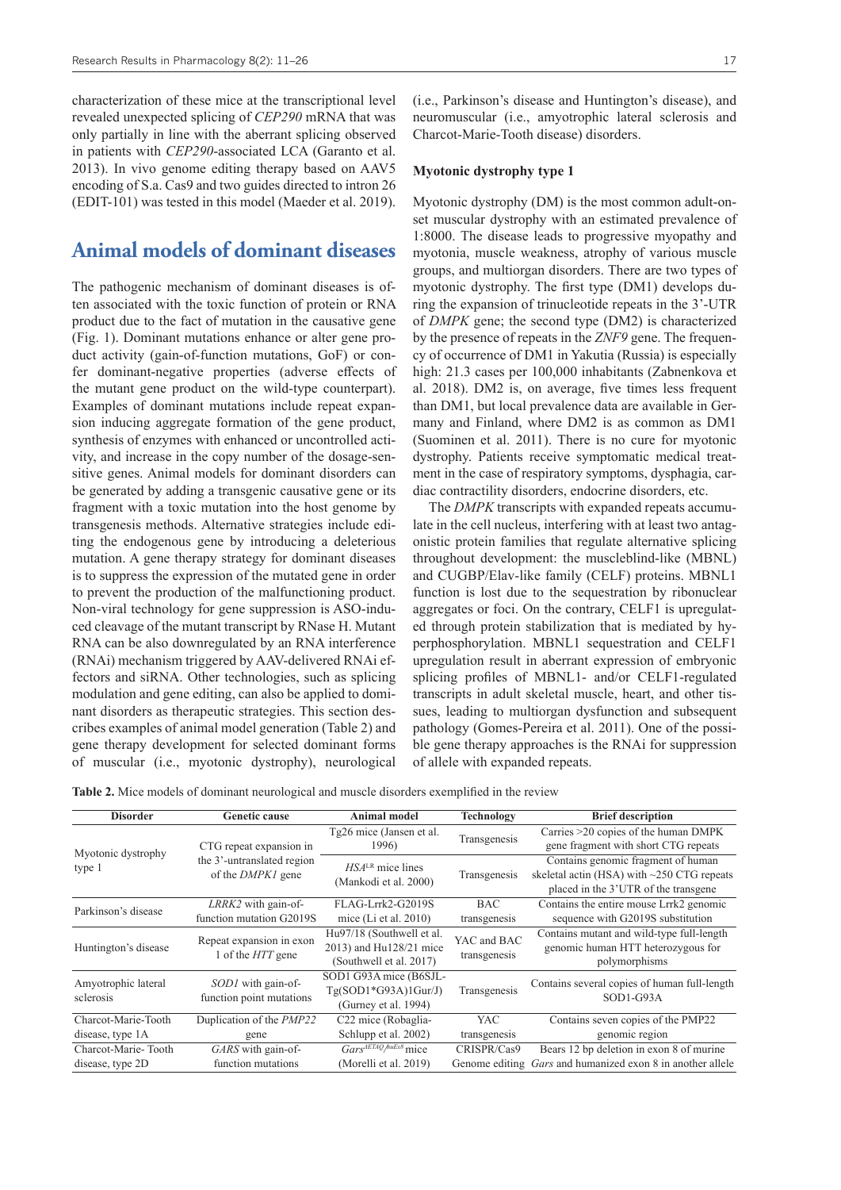characterization of these mice at the transcriptional level revealed unexpected splicing of *CEP290* mRNA that was only partially in line with the aberrant splicing observed in patients with *CEP290*-associated LCA (Garanto et al. 2013). In vivo genome editing therapy based on AAV5 encoding of S.a. Cas9 and two guides directed to intron 26 (EDIT-101) was tested in this model (Maeder et al. 2019).

## Animal models of dominant diseases

The pathogenic mechanism of dominant diseases is often associated with the toxic function of protein or RNA product due to the fact of mutation in the causative gene (Fig. 1). Dominant mutations enhance or alter gene product activity (gain-of-function mutations, GoF) or confer dominant-negative properties (adverse effects of the mutant gene product on the wild-type counterpart). Examples of dominant mutations include repeat expansion inducing aggregate formation of the gene product, synthesis of enzymes with enhanced or uncontrolled activity, and increase in the copy number of the dosage-sensitive genes. Animal models for dominant disorders can be generated by adding a transgenic causative gene or its fragment with a toxic mutation into the host genome by transgenesis methods. Alternative strategies include editing the endogenous gene by introducing a deleterious mutation. A gene therapy strategy for dominant diseases is to suppress the expression of the mutated gene in order to prevent the production of the malfunctioning product. Non-viral technology for gene suppression is ASO-induced cleavage of the mutant transcript by RNase H. Mutant RNA can be also downregulated by an RNA interference (RNAi) mechanism triggered by AAV-delivered RNAi effectors and siRNA. Other technologies, such as splicing modulation and gene editing, can also be applied to dominant disorders as therapeutic strategies. This section describes examples of animal model generation (Table 2) and gene therapy development for selected dominant forms of muscular (i.e., myotonic dystrophy), neurological (i.e., Parkinson's disease and Huntington's disease), and neuromuscular (i.e., amyotrophic lateral sclerosis and Charcot-Marie-Tooth disease) disorders.

### Myotonic dystrophy type 1

Myotonic dystrophy (DM) is the most common adult-onset muscular dystrophy with an estimated prevalence of 1:8000. The disease leads to progressive myopathy and myotonia, muscle weakness, atrophy of various muscle groups, and multiorgan disorders. There are two types of myotonic dystrophy. The first type (DM1) develops during the expansion of trinucleotide repeats in the 3'-UTR of *DMPK* gene; the second type (DM2) is characterized by the presence of repeats in the *ZNF9* gene. The frequency of occurrence of DM1 in Yakutia (Russia) is especially high: 21.3 cases per 100,000 inhabitants (Zabnenkova et al. 2018). DM2 is, on average, five times less frequent than DM1, but local prevalence data are available in Germany and Finland, where DM2 is as common as DM1 (Suominen et al. 2011). There is no cure for myotonic dystrophy. Patients receive symptomatic medical treatment in the case of respiratory symptoms, dysphagia, cardiac contractility disorders, endocrine disorders, etc.

The *DMPK* transcripts with expanded repeats accumulate in the cell nucleus, interfering with at least two antagonistic protein families that regulate alternative splicing throughout development: the muscleblind-like (MBNL) and CUGBP/Elav-like family (CELF) proteins. MBNL1 function is lost due to the sequestration by ribonuclear aggregates or foci. On the contrary, CELF1 is upregulated through protein stabilization that is mediated by hyperphosphorylation. MBNL1 sequestration and CELF1 upregulation result in aberrant expression of embryonic splicing profiles of MBNL1- and/or CELF1-regulated transcripts in adult skeletal muscle, heart, and other tissues, leading to multiorgan dysfunction and subsequent pathology (Gomes-Pereira et al. 2011). One of the possible gene therapy approaches is the RNAi for suppression of allele with expanded repeats.

**Table 2.** Mice models of dominant neurological and muscle disorders exemplified in the review

| Disorder | Genetic cause | Animal model | Technology | Brief description |
|---|---|---|---|---|
| Myotonic dystrophy type 1 | CTG repeat expansion in the 3'-untranslated region of the *DMPK1* gene | Tg26 mice (Jansen et al. 1996) | Transgenesis | Carries >20 copies of the human DMPK gene fragment with short CTG repeats |
| | | *HSA*[LR] mice lines (Mankodi et al. 2000) | Transgenesis | Contains genomic fragment of human skeletal actin (HSA) with ~250 CTG repeats placed in the 3'UTR of the transgene |
| Parkinson's disease | *LRRK2* with gain-of-function mutation G2019S | FLAG-Lrrk2-G2019S mice (Li et al. 2010) | BAC transgenesis | Contains the entire mouse Lrrk2 genomic sequence with G2019S substitution |
| Huntington's disease | Repeat expansion in exon 1 of the *HTT* gene | Hu97/18 (Southwell et al. 2013) and Hu128/21 mice (Southwell et al. 2017) | YAC and BAC transgenesis | Contains mutant and wild-type full-length genomic human HTT heterozygous for polymorphisms |
| Amyotrophic lateral sclerosis | *SOD1* with gain-of-function point mutations | SOD1 G93A mice (B6SJL-Tg(SOD1*G93A)1Gur/J) (Gurney et al. 1994) | Transgenesis | Contains several copies of human full-length SOD1-G93A |
| Charcot-Marie-Tooth disease, type 1A | Duplication of the *PMP22* gene | C22 mice (Robaglia-Schlupp et al. 2002) | YAC transgenesis | Contains seven copies of the PMP22 genomic region |
| Charcot-Marie- Tooth disease, type 2D | *GARS* with gain-of-function mutations | *Gars*[ΔETAQ/huEx8] mice (Morelli et al. 2019) | CRISPR/Cas9 Genome editing | Bears 12 bp deletion in exon 8 of murine *Gars* and humanized exon 8 in another allele |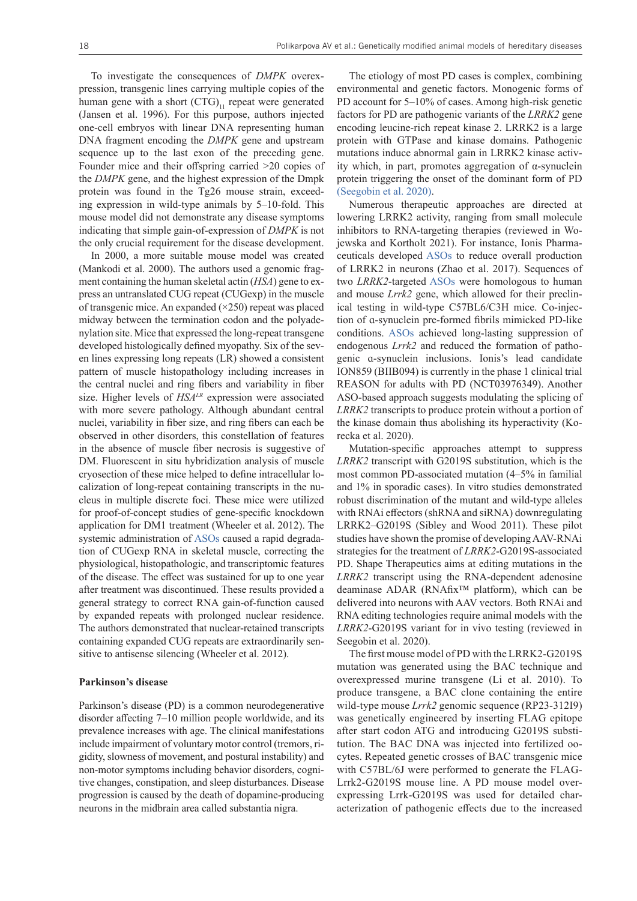To investigate the consequences of *DMPK* overexpression, transgenic lines carrying multiple copies of the human gene with a short $(CTG)_{11}$ repeat were generated (Jansen et al. 1996). For this purpose, authors injected one-cell embryos with linear DNA representing human DNA fragment encoding the *DMPK* gene and upstream sequence up to the last exon of the preceding gene. Founder mice and their offspring carried >20 copies of the *DMPK* gene, and the highest expression of the Dmpk protein was found in the Tg26 mouse strain, exceeding expression in wild-type animals by 5–10-fold. This mouse model did not demonstrate any disease symptoms indicating that simple gain-of-expression of *DMPK* is not the only crucial requirement for the disease development.

In 2000, a more suitable mouse model was created (Mankodi et al. 2000). The authors used a genomic fragment containing the human skeletal actin (*HSA*) gene to express an untranslated CUG repeat (CUGexp) in the muscle of transgenic mice. An expanded (×250) repeat was placed midway between the termination codon and the polyadenylation site. Mice that expressed the long-repeat transgene developed histologically defined myopathy. Six of the seven lines expressing long repeats (LR) showed a consistent pattern of muscle histopathology including increases in the central nuclei and ring fibers and variability in fiber size. Higher levels of $HSA^{LR}$ expression were associated with more severe pathology. Although abundant central nuclei, variability in fiber size, and ring fibers can each be observed in other disorders, this constellation of features in the absence of muscle fiber necrosis is suggestive of DM. Fluorescent in situ hybridization analysis of muscle cryosection of these mice helped to define intracellular localization of long-repeat containing transcripts in the nucleus in multiple discrete foci. These mice were utilized for proof-of-concept studies of gene-specific knockdown application for DM1 treatment (Wheeler et al. 2012). The systemic administration of ASOs caused a rapid degradation of CUGexp RNA in skeletal muscle, correcting the physiological, histopathologic, and transcriptomic features of the disease. The effect was sustained for up to one year after treatment was discontinued. These results provided a general strategy to correct RNA gain-of-function caused by expanded repeats with prolonged nuclear residence. The authors demonstrated that nuclear-retained transcripts containing expanded CUG repeats are extraordinarily sensitive to antisense silencing (Wheeler et al. 2012).

**Parkinson's disease**

Parkinson's disease (PD) is a common neurodegenerative disorder affecting 7–10 million people worldwide, and its prevalence increases with age. The clinical manifestations include impairment of voluntary motor control (tremors, rigidity, slowness of movement, and postural instability) and non-motor symptoms including behavior disorders, cognitive changes, constipation, and sleep disturbances. Disease progression is caused by the death of dopamine-producing neurons in the midbrain area called substantia nigra.

The etiology of most PD cases is complex, combining environmental and genetic factors. Monogenic forms of PD account for 5–10% of cases. Among high-risk genetic factors for PD are pathogenic variants of the *LRRK2* gene encoding leucine-rich repeat kinase 2. LRRK2 is a large protein with GTPase and kinase domains. Pathogenic mutations induce abnormal gain in LRRK2 kinase activity which, in part, promotes aggregation of α-synuclein protein triggering the onset of the dominant form of PD (Seegobin et al. 2020).

Numerous therapeutic approaches are directed at lowering LRRK2 activity, ranging from small molecule inhibitors to RNA-targeting therapies (reviewed in Wojewska and Kortholt 2021). For instance, Ionis Pharmaceuticals developed ASOs to reduce overall production of LRRK2 in neurons (Zhao et al. 2017). Sequences of two *LRRK2*-targeted ASOs were homologous to human and mouse *Lrrk2* gene, which allowed for their preclinical testing in wild-type C57BL6/C3H mice. Co-injection of α-synuclein pre-formed fibrils mimicked PD-like conditions. ASOs achieved long-lasting suppression of endogenous *Lrrk2* and reduced the formation of pathogenic α-synuclein inclusions. Ionis's lead candidate ION859 (BIIB094) is currently in the phase 1 clinical trial REASON for adults with PD (NCT03976349). Another ASO-based approach suggests modulating the splicing of *LRRK2* transcripts to produce protein without a portion of the kinase domain thus abolishing its hyperactivity (Korecka et al. 2020).

Mutation-specific approaches attempt to suppress *LRRK2* transcript with G2019S substitution, which is the most common PD-associated mutation (4–5% in familial and 1% in sporadic cases). In vitro studies demonstrated robust discrimination of the mutant and wild-type alleles with RNAi effectors (shRNA and siRNA) downregulating LRRK2–G2019S (Sibley and Wood 2011). These pilot studies have shown the promise of developing AAV-RNAi strategies for the treatment of *LRRK2*-G2019S-associated PD. Shape Therapeutics aims at editing mutations in the *LRRK2* transcript using the RNA-dependent adenosine deaminase ADAR (RNAfix™ platform), which can be delivered into neurons with AAV vectors. Both RNAi and RNA editing technologies require animal models with the *LRRK2*-G2019S variant for in vivo testing (reviewed in Seegobin et al. 2020).

The first mouse model of PD with the LRRK2-G2019S mutation was generated using the BAC technique and overexpressed murine transgene (Li et al. 2010). To produce transgene, a BAC clone containing the entire wild-type mouse *Lrrk2* genomic sequence (RP23-312I9) was genetically engineered by inserting FLAG epitope after start codon ATG and introducing G2019S substitution. The BAC DNA was injected into fertilized oocytes. Repeated genetic crosses of BAC transgenic mice with C57BL/6J were performed to generate the FLAG-Lrrk2-G2019S mouse line. A PD mouse model overexpressing Lrrk-G2019S was used for detailed characterization of pathogenic effects due to the increased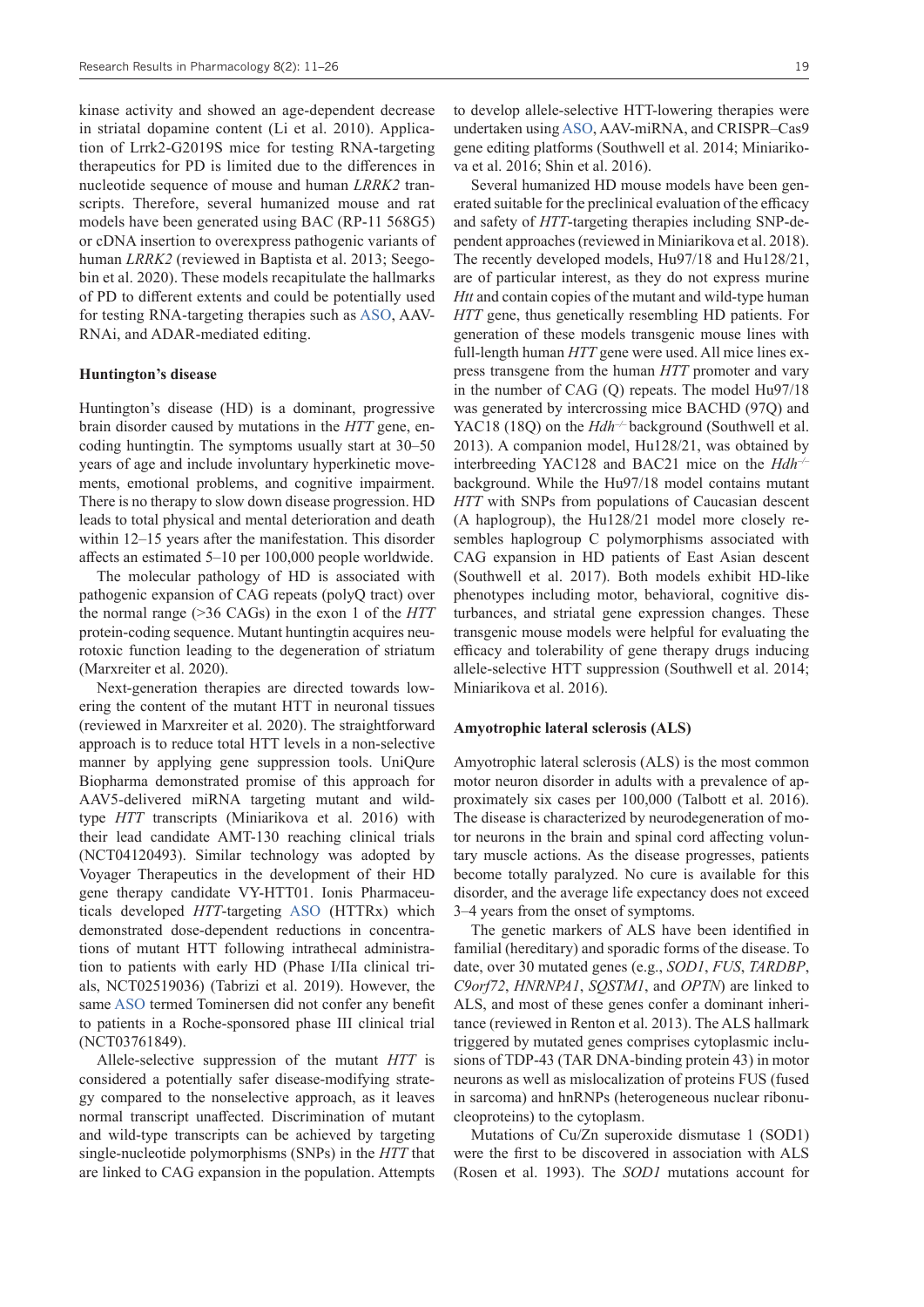kinase activity and showed an age-dependent decrease in striatal dopamine content (Li et al. 2010). Application of Lrrk2-G2019S mice for testing RNA-targeting therapeutics for PD is limited due to the differences in nucleotide sequence of mouse and human *LRRK2* transcripts. Therefore, several humanized mouse and rat models have been generated using BAC (RP-11 568G5) or cDNA insertion to overexpress pathogenic variants of human *LRRK2* (reviewed in Baptista et al. 2013; Seegobin et al. 2020). These models recapitulate the hallmarks of PD to different extents and could be potentially used for testing RNA-targeting therapies such as ASO, AAV-RNAi, and ADAR-mediated editing.

### Huntington's disease

Huntington's disease (HD) is a dominant, progressive brain disorder caused by mutations in the *HTT* gene, encoding huntingtin. The symptoms usually start at 30–50 years of age and include involuntary hyperkinetic movements, emotional problems, and cognitive impairment. There is no therapy to slow down disease progression. HD leads to total physical and mental deterioration and death within 12–15 years after the manifestation. This disorder affects an estimated 5–10 per 100,000 people worldwide.

The molecular pathology of HD is associated with pathogenic expansion of CAG repeats (polyQ tract) over the normal range (>36 CAGs) in the exon 1 of the *HTT* protein-coding sequence. Mutant huntingtin acquires neurotoxic function leading to the degeneration of striatum (Marxreiter et al. 2020).

Next-generation therapies are directed towards lowering the content of the mutant HTT in neuronal tissues (reviewed in Marxreiter et al. 2020). The straightforward approach is to reduce total HTT levels in a non-selective manner by applying gene suppression tools. UniQure Biopharma demonstrated promise of this approach for AAV5-delivered miRNA targeting mutant and wild-type *HTT* transcripts (Miniarikova et al. 2016) with their lead candidate AMT-130 reaching clinical trials (NCT04120493). Similar technology was adopted by Voyager Therapeutics in the development of their HD gene therapy candidate VY-HTT01. Ionis Pharmaceuticals developed *HTT*-targeting ASO (HTTRx) which demonstrated dose-dependent reductions in concentrations of mutant HTT following intrathecal administration to patients with early HD (Phase I/IIa clinical trials, NCT02519036) (Tabrizi et al. 2019). However, the same ASO termed Tominersen did not confer any benefit to patients in a Roche-sponsored phase III clinical trial (NCT03761849).

Allele-selective suppression of the mutant *HTT* is considered a potentially safer disease-modifying strategy compared to the nonselective approach, as it leaves normal transcript unaffected. Discrimination of mutant and wild-type transcripts can be achieved by targeting single-nucleotide polymorphisms (SNPs) in the *HTT* that are linked to CAG expansion in the population. Attempts to develop allele-selective HTT-lowering therapies were undertaken using ASO, AAV-miRNA, and CRISPR–Cas9 gene editing platforms (Southwell et al. 2014; Miniarikova et al. 2016; Shin et al. 2016).

Several humanized HD mouse models have been generated suitable for the preclinical evaluation of the efficacy and safety of *HTT*-targeting therapies including SNP-dependent approaches (reviewed in Miniarikova et al. 2018). The recently developed models, Hu97/18 and Hu128/21, are of particular interest, as they do not express murine *Htt* and contain copies of the mutant and wild-type human *HTT* gene, thus genetically resembling HD patients. For generation of these models transgenic mouse lines with full-length human *HTT* gene were used. All mice lines express transgene from the human *HTT* promoter and vary in the number of CAG (Q) repeats. The model Hu97/18 was generated by intercrossing mice BACHD (97Q) and YAC18 (18Q) on the *Hdh*$^{-/-}$ background (Southwell et al. 2013). A companion model, Hu128/21, was obtained by interbreeding YAC128 and BAC21 mice on the *Hdh*$^{-/-}$ background. While the Hu97/18 model contains mutant *HTT* with SNPs from populations of Caucasian descent (A haplogroup), the Hu128/21 model more closely resembles haplogroup C polymorphisms associated with CAG expansion in HD patients of East Asian descent (Southwell et al. 2017). Both models exhibit HD-like phenotypes including motor, behavioral, cognitive disturbances, and striatal gene expression changes. These transgenic mouse models were helpful for evaluating the efficacy and tolerability of gene therapy drugs inducing allele-selective HTT suppression (Southwell et al. 2014; Miniarikova et al. 2016).

### Amyotrophic lateral sclerosis (ALS)

Amyotrophic lateral sclerosis (ALS) is the most common motor neuron disorder in adults with a prevalence of approximately six cases per 100,000 (Talbott et al. 2016). The disease is characterized by neurodegeneration of motor neurons in the brain and spinal cord affecting voluntary muscle actions. As the disease progresses, patients become totally paralyzed. No cure is available for this disorder, and the average life expectancy does not exceed 3–4 years from the onset of symptoms.

The genetic markers of ALS have been identified in familial (hereditary) and sporadic forms of the disease. To date, over 30 mutated genes (e.g., *SOD1*, *FUS*, *TARDBP*, *C9orf72*, *HNRNPA1*, *SQSTM1*, and *OPTN*) are linked to ALS, and most of these genes confer a dominant inheritance (reviewed in Renton et al. 2013). The ALS hallmark triggered by mutated genes comprises cytoplasmic inclusions of TDP-43 (TAR DNA-binding protein 43) in motor neurons as well as mislocalization of proteins FUS (fused in sarcoma) and hnRNPs (heterogeneous nuclear ribonucleoproteins) to the cytoplasm.

Mutations of Cu/Zn superoxide dismutase 1 (SOD1) were the first to be discovered in association with ALS (Rosen et al. 1993). The *SOD1* mutations account for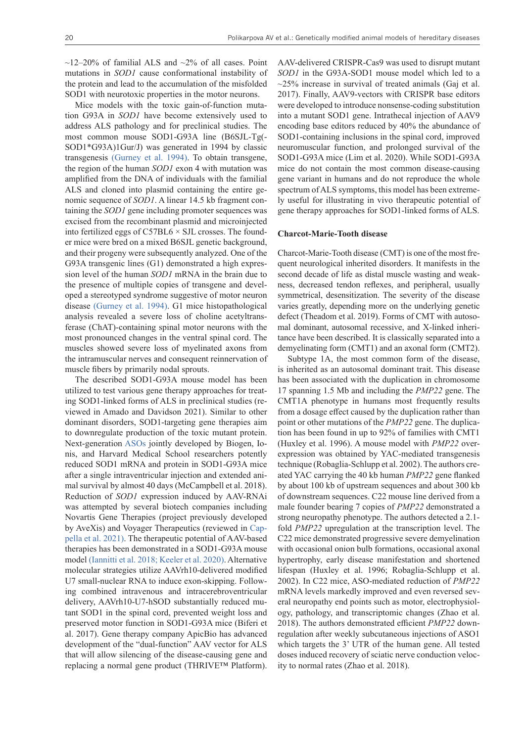~12–20% of familial ALS and ~2% of all cases. Point mutations in *SOD1* cause conformational instability of the protein and lead to the accumulation of the misfolded SOD1 with neurotoxic properties in the motor neurons.

Mice models with the toxic gain-of-function mutation G93A in *SOD1* have become extensively used to address ALS pathology and for preclinical studies. The most common mouse SOD1-G93A line (B6SJL-Tg(-SOD1*G93A)1Gur/J) was generated in 1994 by classic transgenesis (Gurney et al. 1994). To obtain transgene, the region of the human *SOD1* exon 4 with mutation was amplified from the DNA of individuals with the familial ALS and cloned into plasmid containing the entire genomic sequence of *SOD1*. A linear 14.5 kb fragment containing the *SOD1* gene including promoter sequences was excised from the recombinant plasmid and microinjected into fertilized eggs of C57BL6 × SJL crosses. The founder mice were bred on a mixed B6SJL genetic background, and their progeny were subsequently analyzed. One of the G93A transgenic lines (G1) demonstrated a high expression level of the human *SOD1* mRNA in the brain due to the presence of multiple copies of transgene and developed a stereotyped syndrome suggestive of motor neuron disease (Gurney et al. 1994). G1 mice histopathological analysis revealed a severe loss of choline acetyltransferase (ChAT)-containing spinal motor neurons with the most pronounced changes in the ventral spinal cord. The muscles showed severe loss of myelinated axons from the intramuscular nerves and consequent reinnervation of muscle fibers by primarily nodal sprouts.

The described SOD1-G93A mouse model has been utilized to test various gene therapy approaches for treating SOD1-linked forms of ALS in preclinical studies (reviewed in Amado and Davidson 2021). Similar to other dominant disorders, SOD1-targeting gene therapies aim to downregulate production of the toxic mutant protein. Next-generation ASOs jointly developed by Biogen, Ionis, and Harvard Medical School researchers potently reduced SOD1 mRNA and protein in SOD1-G93A mice after a single intraventricular injection and extended animal survival by almost 40 days (McCampbell et al. 2018). Reduction of *SOD1* expression induced by AAV-RNAi was attempted by several biotech companies including Novartis Gene Therapies (project previously developed by AveXis) and Voyager Therapeutics (reviewed in Cappella et al. 2021). The therapeutic potential of AAV-based therapies has been demonstrated in a SOD1-G93A mouse model (Iannitti et al. 2018; Keeler et al. 2020). Alternative molecular strategies utilize AAVrh10-delivered modified U7 small-nuclear RNA to induce exon-skipping. Following combined intravenous and intracerebroventricular delivery, AAVrh10-U7-hSOD substantially reduced mutant SOD1 in the spinal cord, prevented weight loss and preserved motor function in SOD1-G93A mice (Biferi et al. 2017). Gene therapy company ApicBio has advanced development of the "dual-function" AAV vector for ALS that will allow silencing of the disease-causing gene and replacing a normal gene product (THRIVE™ Platform). AAV-delivered CRISPR-Cas9 was used to disrupt mutant *SOD1* in the G93A-SOD1 mouse model which led to a ~25% increase in survival of treated animals (Gaj et al. 2017). Finally, AAV9-vectors with CRISPR base editors were developed to introduce nonsense-coding substitution into a mutant SOD1 gene. Intrathecal injection of AAV9 encoding base editors reduced by 40% the abundance of SOD1-containing inclusions in the spinal cord, improved neuromuscular function, and prolonged survival of the SOD1-G93A mice (Lim et al. 2020). While SOD1-G93A mice do not contain the most common disease-causing gene variant in humans and do not reproduce the whole spectrum of ALS symptoms, this model has been extremely useful for illustrating in vivo therapeutic potential of gene therapy approaches for SOD1-linked forms of ALS.

### Charcot-Marie-Tooth disease

Charcot-Marie-Tooth disease (CMT) is one of the most frequent neurological inherited disorders. It manifests in the second decade of life as distal muscle wasting and weakness, decreased tendon reflexes, and peripheral, usually symmetrical, desensitization. The severity of the disease varies greatly, depending more on the underlying genetic defect (Theadom et al. 2019). Forms of CMT with autosomal dominant, autosomal recessive, and X-linked inheritance have been described. It is classically separated into a demyelinating form (CMT1) and an axonal form (CMT2).

Subtype 1A, the most common form of the disease, is inherited as an autosomal dominant trait. This disease has been associated with the duplication in chromosome 17 spanning 1.5 Mb and including the *PMP22* gene. The CMT1A phenotype in humans most frequently results from a dosage effect caused by the duplication rather than point or other mutations of the *PMP22* gene. The duplication has been found in up to 92% of families with CMT1 (Huxley et al. 1996). A mouse model with *PMP22* overexpression was obtained by YAC-mediated transgenesis technique (Robaglia-Schlupp et al. 2002). The authors created YAC carrying the 40 kb human *PMP22* gene flanked by about 100 kb of upstream sequences and about 300 kb of downstream sequences. C22 mouse line derived from a male founder bearing 7 copies of *PMP22* demonstrated a strong neuropathy phenotype. The authors detected a 2.1-fold *PMP22* upregulation at the transcription level. The C22 mice demonstrated progressive severe demyelination with occasional onion bulb formations, occasional axonal hypertrophy, early disease manifestation and shortened lifespan (Huxley et al. 1996; Robaglia-Schlupp et al. 2002). In C22 mice, ASO-mediated reduction of *PMP22* mRNA levels markedly improved and even reversed several neuropathy end points such as motor, electrophysiology, pathology, and transcriptomic changes (Zhao et al. 2018). The authors demonstrated efficient *PMP22* downregulation after weekly subcutaneous injections of ASO1 which targets the 3' UTR of the human gene. All tested doses induced recovery of sciatic nerve conduction velocity to normal rates (Zhao et al. 2018).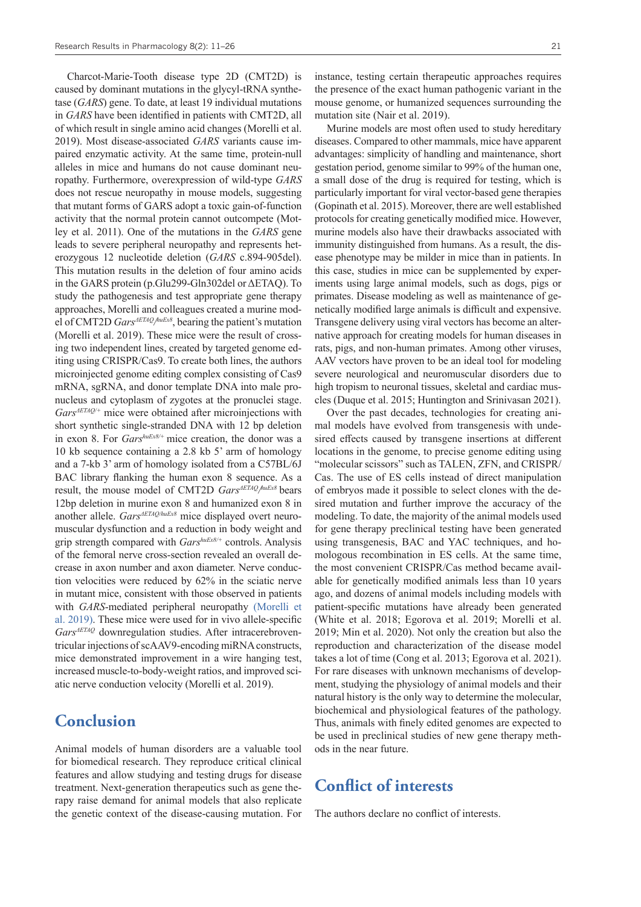Charcot-Marie-Tooth disease type 2D (CMT2D) is caused by dominant mutations in the glycyl-tRNA synthetase (*GARS*) gene. To date, at least 19 individual mutations in *GARS* have been identified in patients with CMT2D, all of which result in single amino acid changes (Morelli et al. 2019). Most disease-associated *GARS* variants cause impaired enzymatic activity. At the same time, protein-null alleles in mice and humans do not cause dominant neuropathy. Furthermore, overexpression of wild-type *GARS* does not rescue neuropathy in mouse models, suggesting that mutant forms of GARS adopt a toxic gain-of-function activity that the normal protein cannot outcompete (Motley et al. 2011). One of the mutations in the *GARS* gene leads to severe peripheral neuropathy and represents heterozygous 12 nucleotide deletion (*GARS* c.894-905del). This mutation results in the deletion of four amino acids in the GARS protein (p.Glu299-Gln302del or ΔETAQ). To study the pathogenesis and test appropriate gene therapy approaches, Morelli and colleagues created a murine model of CMT2D *Gars*$^{\Delta ETAQ/huEx8}$, bearing the patient's mutation (Morelli et al. 2019). These mice were the result of crossing two independent lines, created by targeted genome editing using CRISPR/Cas9. To create both lines, the authors microinjected genome editing complex consisting of Cas9 mRNA, sgRNA, and donor template DNA into male pronucleus and cytoplasm of zygotes at the pronuclei stage. *Gars*$^{\Delta ETAQ/+}$ mice were obtained after microinjections with short synthetic single-stranded DNA with 12 bp deletion in exon 8. For *Gars*$^{huEx8/+}$ mice creation, the donor was a 10 kb sequence containing a 2.8 kb 5' arm of homology and a 7-kb 3' arm of homology isolated from a C57BL/6J BAC library flanking the human exon 8 sequence. As a result, the mouse model of CMT2D *Gars*$^{\Delta ETAQ/huEx8}$ bears 12bp deletion in murine exon 8 and humanized exon 8 in another allele. *Gars*$^{\Delta ETAQ/huEx8}$ mice displayed overt neuromuscular dysfunction and a reduction in body weight and grip strength compared with *Gars*$^{huEx8/+}$ controls. Analysis of the femoral nerve cross-section revealed an overall decrease in axon number and axon diameter. Nerve conduction velocities were reduced by 62% in the sciatic nerve in mutant mice, consistent with those observed in patients with *GARS*-mediated peripheral neuropathy (Morelli et al. 2019). These mice were used for in vivo allele-specific *Gars*$^{\Delta ETAQ}$ downregulation studies. After intracerebroventricular injections of scAAV9-encoding miRNA constructs, mice demonstrated improvement in a wire hanging test, increased muscle-to-body-weight ratios, and improved sciatic nerve conduction velocity (Morelli et al. 2019).

# Conclusion

Animal models of human disorders are a valuable tool for biomedical research. They reproduce critical clinical features and allow studying and testing drugs for disease treatment. Next-generation therapeutics such as gene therapy raise demand for animal models that also replicate the genetic context of the disease-causing mutation. For instance, testing certain therapeutic approaches requires the presence of the exact human pathogenic variant in the mouse genome, or humanized sequences surrounding the mutation site (Nair et al. 2019).

Murine models are most often used to study hereditary diseases. Compared to other mammals, mice have apparent advantages: simplicity of handling and maintenance, short gestation period, genome similar to 99% of the human one, a small dose of the drug is required for testing, which is particularly important for viral vector-based gene therapies (Gopinath et al. 2015). Moreover, there are well established protocols for creating genetically modified mice. However, murine models also have their drawbacks associated with immunity distinguished from humans. As a result, the disease phenotype may be milder in mice than in patients. In this case, studies in mice can be supplemented by experiments using large animal models, such as dogs, pigs or primates. Disease modeling as well as maintenance of genetically modified large animals is difficult and expensive. Transgene delivery using viral vectors has become an alternative approach for creating models for human diseases in rats, pigs, and non-human primates. Among other viruses, AAV vectors have proven to be an ideal tool for modeling severe neurological and neuromuscular disorders due to high tropism to neuronal tissues, skeletal and cardiac muscles (Duque et al. 2015; Huntington and Srinivasan 2021).

Over the past decades, technologies for creating animal models have evolved from transgenesis with undesired effects caused by transgene insertions at different locations in the genome, to precise genome editing using "molecular scissors" such as TALEN, ZFN, and CRISPR/Cas. The use of ES cells instead of direct manipulation of embryos made it possible to select clones with the desired mutation and further improve the accuracy of the modeling. To date, the majority of the animal models used for gene therapy preclinical testing have been generated using transgenesis, BAC and YAC techniques, and homologous recombination in ES cells. At the same time, the most convenient CRISPR/Cas method became available for genetically modified animals less than 10 years ago, and dozens of animal models including models with patient-specific mutations have already been generated (White et al. 2018; Egorova et al. 2019; Morelli et al. 2019; Min et al. 2020). Not only the creation but also the reproduction and characterization of the disease model takes a lot of time (Cong et al. 2013; Egorova et al. 2021). For rare diseases with unknown mechanisms of development, studying the physiology of animal models and their natural history is the only way to determine the molecular, biochemical and physiological features of the pathology. Thus, animals with finely edited genomes are expected to be used in preclinical studies of new gene therapy methods in the near future.

# Conflict of interests

The authors declare no conflict of interests.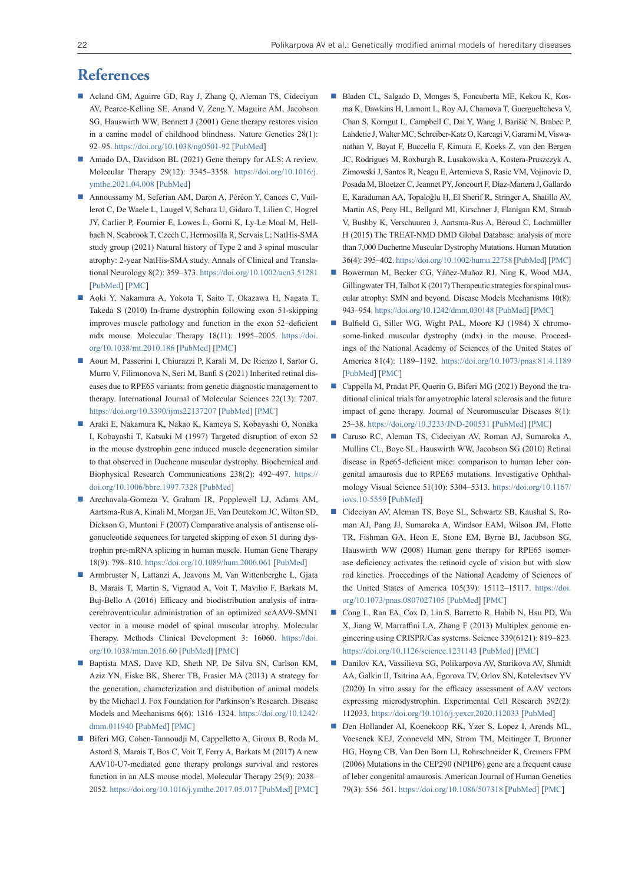# References

- Acland GM, Aguirre GD, Ray J, Zhang Q, Aleman TS, Cideciyan AV, Pearce-Kelling SE, Anand V, Zeng Y, Maguire AM, Jacobson SG, Hauswirth WW, Bennett J (2001) Gene therapy restores vision in a canine model of childhood blindness. Nature Genetics 28(1): 92–95. https://doi.org/10.1038/ng0501-92 [PubMed]
- Amado DA, Davidson BL (2021) Gene therapy for ALS: A review. Molecular Therapy 29(12): 3345–3358. https://doi.org/10.1016/j.ymthe.2021.04.008 [PubMed]
- Annoussamy M, Seferian AM, Daron A, Péréon Y, Cances C, Vuillerot C, De Waele L, Laugel V, Schara U, Gidaro T, Lilien C, Hogrel JY, Carlier P, Fournier E, Lowes L, Gorni K, Ly-Le Moal M, Hellbach N, Seabrook T, Czech C, Hermosilla R, Servais L; NatHis-SMA study group (2021) Natural history of Type 2 and 3 spinal muscular atrophy: 2-year NatHis-SMA study. Annals of Clinical and Translational Neurology 8(2): 359–373. https://doi.org/10.1002/acn3.51281 [PubMed] [PMC]
- Aoki Y, Nakamura A, Yokota T, Saito T, Okazawa H, Nagata T, Takeda S (2010) In-frame dystrophin following exon 51-skipping improves muscle pathology and function in the exon 52–deficient mdx mouse. Molecular Therapy 18(11): 1995–2005. https://doi.org/10.1038/mt.2010.186 [PubMed] [PMC]
- Aoun M, Passerini I, Chiurazzi P, Karali M, De Rienzo I, Sartor G, Murro V, Filimonova N, Seri M, Banfi S (2021) Inherited retinal diseases due to RPE65 variants: from genetic diagnostic management to therapy. International Journal of Molecular Sciences 22(13): 7207. https://doi.org/10.3390/ijms22137207 [PubMed] [PMC]
- Araki E, Nakamura K, Nakao K, Kameya S, Kobayashi O, Nonaka I, Kobayashi T, Katsuki M (1997) Targeted disruption of exon 52 in the mouse dystrophin gene induced muscle degeneration similar to that observed in Duchenne muscular dystrophy. Biochemical and Biophysical Research Communications 238(2): 492–497. https://doi.org/10.1006/bbrc.1997.7328 [PubMed]
- Arechavala-Gomeza V, Graham IR, Popplewell LJ, Adams AM, Aartsma-Rus A, Kinali M, Morgan JE, Van Deutekom JC, Wilton SD, Dickson G, Muntoni F (2007) Comparative analysis of antisense oligonucleotide sequences for targeted skipping of exon 51 during dystrophin pre-mRNA splicing in human muscle. Human Gene Therapy 18(9): 798–810. https://doi.org/10.1089/hum.2006.061 [PubMed]
- Armbruster N, Lattanzi A, Jeavons M, Van Wittenberghe L, Gjata B, Marais T, Martin S, Vignaud A, Voit T, Mavilio F, Barkats M, Buj-Bello A (2016) Efficacy and biodistribution analysis of intracerebroventricular administration of an optimized scAAV9-SMN1 vector in a mouse model of spinal muscular atrophy. Molecular Therapy. Methods Clinical Development 3: 16060. https://doi.org/10.1038/mtm.2016.60 [PubMed] [PMC]
- Baptista MAS, Dave KD, Sheth NP, De Silva SN, Carlson KM, Aziz YN, Fiske BK, Sherer TB, Frasier MA (2013) A strategy for the generation, characterization and distribution of animal models by the Michael J. Fox Foundation for Parkinson's Research. Disease Models and Mechanisms 6(6): 1316–1324. https://doi.org/10.1242/dmm.011940 [PubMed] [PMC]
- Biferi MG, Cohen-Tannoudji M, Cappelletto A, Giroux B, Roda M, Astord S, Marais T, Bos C, Voit T, Ferry A, Barkats M (2017) A new AAV10-U7-mediated gene therapy prolongs survival and restores function in an ALS mouse model. Molecular Therapy 25(9): 2038–2052. https://doi.org/10.1016/j.ymthe.2017.05.017 [PubMed] [PMC]
- Bladen CL, Salgado D, Monges S, Foncuberta ME, Kekou K, Kosma K, Dawkins H, Lamont L, Roy AJ, Chamova T, Guergueltcheva V, Chan S, Korngut L, Campbell C, Dai Y, Wang J, Barišić N, Brabec P, Lahdetie J, Walter MC, Schreiber-Katz O, Karcagi V, Garami M, Viswanathan V, Bayat F, Buccella F, Kimura E, Koeks Z, van den Bergen JC, Rodrigues M, Roxburgh R, Lusakowska A, Kostera-Pruszczyk A, Zimowski J, Santos R, Neagu E, Artemieva S, Rasic VM, Vojinovic D, Posada M, Bloetzer C, Jeannet PY, Joncourt F, Díaz-Manera J, Gallardo E, Karaduman AA, Topaloğlu H, El Sherif R, Stringer A, Shatillo AV, Martin AS, Peay HL, Bellgard MI, Kirschner J, Flanigan KM, Straub V, Bushby K, Verschuuren J, Aartsma-Rus A, Béroud C, Lochmüller H (2015) The TREAT-NMD DMD Global Database: analysis of more than 7,000 Duchenne Muscular Dystrophy Mutations. Human Mutation 36(4): 395–402. https://doi.org/10.1002/humu.22758 [PubMed] [PMC]
- Bowerman M, Becker CG, Yáñez-Muñoz RJ, Ning K, Wood MJA, Gillingwater TH, Talbot K (2017) Therapeutic strategies for spinal muscular atrophy: SMN and beyond. Disease Models Mechanisms 10(8): 943–954. https://doi.org/10.1242/dmm.030148 [PubMed] [PMC]
- Bulfield G, Siller WG, Wight PAL, Moore KJ (1984) X chromosome-linked muscular dystrophy (mdx) in the mouse. Proceedings of the National Academy of Sciences of the United States of America 81(4): 1189–1192. https://doi.org/10.1073/pnas.81.4.1189 [PubMed] [PMC]
- Cappella M, Pradat PF, Querin G, Biferi MG (2021) Beyond the traditional clinical trials for amyotrophic lateral sclerosis and the future impact of gene therapy. Journal of Neuromuscular Diseases 8(1): 25–38. https://doi.org/10.3233/JND-200531 [PubMed] [PMC]
- Caruso RC, Aleman TS, Cideciyan AV, Roman AJ, Sumaroka A, Mullins CL, Boye SL, Hauswirth WW, Jacobson SG (2010) Retinal disease in Rpe65-deficient mice: comparison to human leber congenital amaurosis due to RPE65 mutations. Investigative Ophthalmology Visual Science 51(10): 5304–5313. https://doi.org/10.1167/iovs.10-5559 [PubMed]
- Cideciyan AV, Aleman TS, Boye SL, Schwartz SB, Kaushal S, Roman AJ, Pang JJ, Sumaroka A, Windsor EAM, Wilson JM, Flotte TR, Fishman GA, Heon E, Stone EM, Byrne BJ, Jacobson SG, Hauswirth WW (2008) Human gene therapy for RPE65 isomerase deficiency activates the retinoid cycle of vision but with slow rod kinetics. Proceedings of the National Academy of Sciences of the United States of America 105(39): 15112–15117. https://doi.org/10.1073/pnas.0807027105 [PubMed] [PMC]
- Cong L, Ran FA, Cox D, Lin S, Barretto R, Habib N, Hsu PD, Wu X, Jiang W, Marraffini LA, Zhang F (2013) Multiplex genome engineering using CRISPR/Cas systems. Science 339(6121): 819–823. https://doi.org/10.1126/science.1231143 [PubMed] [PMC]
- Danilov KA, Vassilieva SG, Polikarpova AV, Starikova AV, Shmidt AA, Galkin II, Tsitrina AA, Egorova TV, Orlov SN, Kotelevtsev YV (2020) In vitro assay for the efficacy assessment of AAV vectors expressing microdystrophin. Experimental Cell Research 392(2): 112033. https://doi.org/10.1016/j.yexcr.2020.112033 [PubMed]
- Den Hollander AI, Koenekoop RK, Yzer S, Lopez I, Arends ML, Voesenek KEJ, Zonneveld MN, Strom TM, Meitinger T, Brunner HG, Hoyng CB, Van Den Born LI, Rohrschneider K, Cremers FPM (2006) Mutations in the CEP290 (NPHP6) gene are a frequent cause of leber congenital amaurosis. American Journal of Human Genetics 79(3): 556–561. https://doi.org/10.1086/507318 [PubMed] [PMC]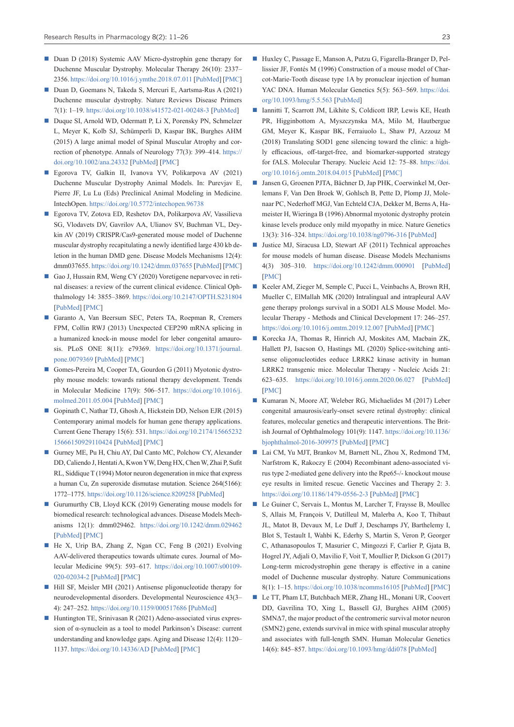- Duan D (2018) Systemic AAV Micro-dystrophin gene therapy for Duchenne Muscular Dystrophy. Molecular Therapy 26(10): 2337–2356. https://doi.org/10.1016/j.ymthe.2018.07.011 [PubMed] [PMC]
- Duan D, Goemans N, Takeda S, Mercuri E, Aartsma-Rus A (2021) Duchenne muscular dystrophy. Nature Reviews Disease Primers 7(1): 1–19. https://doi.org/10.1038/s41572-021-00248-3 [PubMed]
- Duque SI, Arnold WD, Odermatt P, Li X, Porensky PN, Schmelzer L, Meyer K, Kolb SJ, Schümperli D, Kaspar BK, Burghes AHM (2015) A large animal model of Spinal Muscular Atrophy and correction of phenotype. Annals of Neurology 77(3): 399–414. https://doi.org/10.1002/ana.24332 [PubMed] [PMC]
- Egorova TV, Galkin II, Ivanova YV, Polikarpova AV (2021) Duchenne Muscular Dystrophy Animal Models. In: Purevjav E, Pierre JF, Lu Lu (Eds) Preclinical Animal Modeling in Medicine. IntechOpen. https://doi.org/10.5772/intechopen.96738
- Egorova TV, Zotova ED, Reshetov DA, Polikarpova AV, Vassilieva SG, Vlodavets DV, Gavrilov AA, Ulianov SV, Buchman VL, Deykin AV (2019) CRISPR/Cas9-generated mouse model of Duchenne muscular dystrophy recapitulating a newly identified large 430 kb deletion in the human DMD gene. Disease Models Mechanisms 12(4): dmm037655. https://doi.org/10.1242/dmm.037655 [PubMed] [PMC]
- Gao J, Hussain RM, Weng CY (2020) Voretigene neparvovec in retinal diseases: a review of the current clinical evidence. Clinical Ophthalmology 14: 3855–3869. https://doi.org/10.2147/OPTH.S231804 [PubMed] [PMC]
- Garanto A, Van Beersum SEC, Peters TA, Roepman R, Cremers FPM, Collin RWJ (2013) Unexpected CEP290 mRNA splicing in a humanized knock-in mouse model for leber congenital amaurosis. PLoS ONE 8(11): e79369. https://doi.org/10.1371/journal.pone.0079369 [PubMed] [PMC]
- Gomes-Pereira M, Cooper TA, Gourdon G (2011) Myotonic dystrophy mouse models: towards rational therapy development. Trends in Molecular Medicine 17(9): 506–517. https://doi.org/10.1016/j.molmed.2011.05.004 [PubMed] [PMC]
- Gopinath C, Nathar TJ, Ghosh A, Hickstein DD, Nelson EJR (2015) Contemporary animal models for human gene therapy applications. Current Gene Therapy 15(6): 531. https://doi.org/10.2174/1566523215666150929110424 [PubMed] [PMC]
- Gurney ME, Pu H, Chiu AY, Dal Canto MC, Polchow CY, Alexander DD, Caliendo J, Hentati A, Kwon YW, Deng HX, Chen W, Zhai P, Sufit RL, Siddique T (1994) Motor neuron degeneration in mice that express a human Cu, Zn superoxide dismutase mutation. Science 264(5166): 1772–1775. https://doi.org/10.1126/science.8209258 [PubMed]
- Gurumurthy CB, Lloyd KCK (2019) Generating mouse models for biomedical research: technological advances. Disease Models Mechanisms 12(1): dmm029462. https://doi.org/10.1242/dmm.029462 [PubMed] [PMC]
- He X, Urip BA, Zhang Z, Ngan CC, Feng B (2021) Evolving AAV-delivered therapeutics towards ultimate cures. Journal of Molecular Medicine 99(5): 593–617. https://doi.org/10.1007/s00109-020-02034-2 [PubMed] [PMC]
- Hill SF, Meisler MH (2021) Antisense pligonucleotide therapy for neurodevelopmental disorders. Developmental Neuroscience 43(3–4): 247–252. https://doi.org/10.1159/000517686 [PubMed]
- Huntington TE, Srinivasan R (2021) Adeno-associated virus expression of α-synuclein as a tool to model Parkinson's Disease: current understanding and knowledge gaps. Aging and Disease 12(4): 1120–1137. https://doi.org/10.14336/AD [PubMed] [PMC]
- Huxley C, Passage E, Manson A, Putzu G, Figarella-Branger D, Pellissier JF, Fontés M (1996) Construction of a mouse model of Charcot-Marie-Tooth disease type 1A by pronuclear injection of human YAC DNA. Human Molecular Genetics 5(5): 563–569. https://doi.org/10.1093/hmg/5.5.563 [PubMed]
- Iannitti T, Scarrott JM, Likhite S, Coldicott IRP, Lewis KE, Heath PR, Higginbottom A, Myszczynska MA, Milo M, Hautbergue GM, Meyer K, Kaspar BK, Ferraiuolo L, Shaw PJ, Azzouz M (2018) Translating SOD1 gene silencing toward the clinic: a highly efficacious, off-target-free, and biomarker-supported strategy for fALS. Molecular Therapy. Nucleic Acid 12: 75–88. https://doi.org/10.1016/j.omtn.2018.04.015 [PubMed] [PMC]
- Jansen G, Groenen PJTA, Bächner D, Jap PHK, Coerwinkel M, Oerlemans F, Van Den Broek W, Gohlsch B, Pette D, Plomp JJ, Molenaar PC, Nederhoff MGJ, Van Echteld CJA, Dekker M, Berns A, Hameister H, Wieringa B (1996) Abnormal myotonic dystrophy protein kinase levels produce only mild myopathy in mice. Nature Genetics 13(3): 316–324. https://doi.org/10.1038/ng0796-316 [PubMed]
- Justice MJ, Siracusa LD, Stewart AF (2011) Technical approaches for mouse models of human disease. Disease Models Mechanisms 4(3) 305–310. https://doi.org/10.1242/dmm.000901 [PubMed] [PMC]
- Keeler AM, Zieger M, Semple C, Pucci L, Veinbachs A, Brown RH, Mueller C, ElMallah MK (2020) Intralingual and intrapleural AAV gene therapy prolongs survival in a SOD1 ALS Mouse Model. Molecular Therapy - Methods and Clinical Development 17: 246–257. https://doi.org/10.1016/j.omtm.2019.12.007 [PubMed] [PMC]
- Korecka JA, Thomas R, Hinrich AJ, Moskites AM, Macbain ZK, Hallett PJ, Isacson O, Hastings ML (2020) Splice-switching antisense oligonucleotides eeduce LRRK2 kinase activity in human LRRK2 transgenic mice. Molecular Therapy - Nucleic Acids 21: 623–635. https://doi.org/10.1016/j.omtn.2020.06.027 [PubMed] [PMC]
- Kumaran N, Moore AT, Weleber RG, Michaelides M (2017) Leber congenital amaurosis/early-onset severe retinal dystrophy: clinical features, molecular genetics and therapeutic interventions. The British Journal of Ophthalmology 101(9): 1147. https://doi.org/10.1136/bjophthalmol-2016-309975 [PubMed] [PMC]
- Lai CM, Yu MJT, Brankov M, Barnett NL, Zhou X, Redmond TM, Narfstrom K, Rakoczy E (2004) Recombinant adeno-associated virus type 2-mediated gene delivery into the Rpe65-/- knockout mouse eye results in limited rescue. Genetic Vaccines and Therapy 2: 3. https://doi.org/10.1186/1479-0556-2-3 [PubMed] [PMC]
- Le Guiner C, Servais L, Montus M, Larcher T, Fraysse B, Moullec S, Allais M, François V, Dutilleul M, Malerba A, Koo T, Thibaut JL, Matot B, Devaux M, Le Duff J, Deschamps JY, Barthelemy I, Blot S, Testault I, Wahbi K, Ederhy S, Martin S, Veron P, Georger C, Athanasopoulos T, Masurier C, Mingozzi F, Carlier P, Gjata B, Hogrel JY, Adjali O, Mavilio F, Voit T, Moullier P, Dickson G (2017) Long-term microdystrophin gene therapy is effective in a canine model of Duchenne muscular dystrophy. Nature Communications 8(1): 1–15. https://doi.org/10.1038/ncomms16105 [PubMed] [PMC]
- Le TT, Pham LT, Butchbach MER, Zhang HL, Monani UR, Coovert DD, Gavrilina TO, Xing L, Bassell GJ, Burghes AHM (2005) SMNΔ7, the major product of the centromeric survival motor neuron (SMN2) gene, extends survival in mice with spinal muscular atrophy and associates with full-length SMN. Human Molecular Genetics 14(6): 845–857. https://doi.org/10.1093/hmg/ddi078 [PubMed]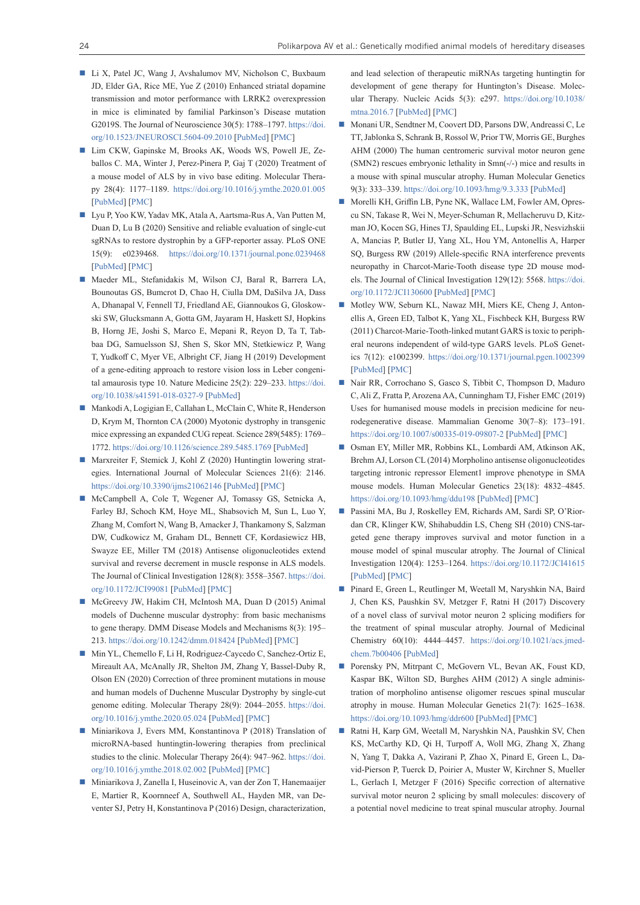- Li X, Patel JC, Wang J, Avshalumov MV, Nicholson C, Buxbaum JD, Elder GA, Rice ME, Yue Z (2010) Enhanced striatal dopamine transmission and motor performance with LRRK2 overexpression in mice is eliminated by familial Parkinson's Disease mutation G2019S. The Journal of Neuroscience 30(5): 1788–1797. https://doi.org/10.1523/JNEUROSCI.5604-09.2010 [PubMed] [PMC]
- Lim CKW, Gapinske M, Brooks AK, Woods WS, Powell JE, Zeballos C. MA, Winter J, Perez-Pinera P, Gaj T (2020) Treatment of a mouse model of ALS by in vivo base editing. Molecular Therapy 28(4): 1177–1189. https://doi.org/10.1016/j.ymthe.2020.01.005 [PubMed] [PMC]
- Lyu P, Yoo KW, Yadav MK, Atala A, Aartsma-Rus A, Van Putten M, Duan D, Lu B (2020) Sensitive and reliable evaluation of single-cut sgRNAs to restore dystrophin by a GFP-reporter assay. PLoS ONE 15(9): e0239468. https://doi.org/10.1371/journal.pone.0239468 [PubMed] [PMC]
- Maeder ML, Stefanidakis M, Wilson CJ, Baral R, Barrera LA, Bounoutas GS, Bumcrot D, Chao H, Ciulla DM, DaSilva JA, Dass A, Dhanapal V, Fennell TJ, Friedland AE, Giannoukos G, Gloskowski SW, Glucksmann A, Gotta GM, Jayaram H, Haskett SJ, Hopkins B, Horng JE, Joshi S, Marco E, Mepani R, Reyon D, Ta T, Tabbaa DG, Samuelsson SJ, Shen S, Skor MN, Stetkiewicz P, Wang T, Yudkoff C, Myer VE, Albright CF, Jiang H (2019) Development of a gene-editing approach to restore vision loss in Leber congenital amaurosis type 10. Nature Medicine 25(2): 229–233. https://doi.org/10.1038/s41591-018-0327-9 [PubMed]
- Mankodi A, Logigian E, Callahan L, McClain C, White R, Henderson D, Krym M, Thornton CA (2000) Myotonic dystrophy in transgenic mice expressing an expanded CUG repeat. Science 289(5485): 1769–1772. https://doi.org/10.1126/science.289.5485.1769 [PubMed]
- Marxreiter F, Stemick J, Kohl Z (2020) Huntingtin lowering strategies. International Journal of Molecular Sciences 21(6): 2146. https://doi.org/10.3390/ijms21062146 [PubMed] [PMC]
- McCampbell A, Cole T, Wegener AJ, Tomassy GS, Setnicka A, Farley BJ, Schoch KM, Hoye ML, Shabsovich M, Sun L, Luo Y, Zhang M, Comfort N, Wang B, Amacker J, Thankamony S, Salzman DW, Cudkowicz M, Graham DL, Bennett CF, Kordasiewicz HB, Swayze EE, Miller TM (2018) Antisense oligonucleotides extend survival and reverse decrement in muscle response in ALS models. The Journal of Clinical Investigation 128(8): 3558–3567. https://doi.org/10.1172/JCI99081 [PubMed] [PMC]
- McGreevy JW, Hakim CH, McIntosh MA, Duan D (2015) Animal models of Duchenne muscular dystrophy: from basic mechanisms to gene therapy. DMM Disease Models and Mechanisms 8(3): 195–213. https://doi.org/10.1242/dmm.018424 [PubMed] [PMC]
- Min YL, Chemello F, Li H, Rodriguez-Caycedo C, Sanchez-Ortiz E, Mireault AA, McAnally JR, Shelton JM, Zhang Y, Bassel-Duby R, Olson EN (2020) Correction of three prominent mutations in mouse and human models of Duchenne Muscular Dystrophy by single-cut genome editing. Molecular Therapy 28(9): 2044–2055. https://doi.org/10.1016/j.ymthe.2020.05.024 [PubMed] [PMC]
- Miniarikova J, Evers MM, Konstantinova P (2018) Translation of microRNA-based huntingtin-lowering therapies from preclinical studies to the clinic. Molecular Therapy 26(4): 947–962. https://doi.org/10.1016/j.ymthe.2018.02.002 [PubMed] [PMC]
- Miniarikova J, Zanella I, Huseinovic A, van der Zon T, Hanemaaijer E, Martier R, Koornneef A, Southwell AL, Hayden MR, van Deventer SJ, Petry H, Konstantinova P (2016) Design, characterization, and lead selection of therapeutic miRNAs targeting huntingtin for development of gene therapy for Huntington's Disease. Molecular Therapy. Nucleic Acids 5(3): e297. https://doi.org/10.1038/mtna.2016.7 [PubMed] [PMC]
- Monani UR, Sendtner M, Coovert DD, Parsons DW, Andreassi C, Le TT, Jablonka S, Schrank B, Rossol W, Prior TW, Morris GE, Burghes AHM (2000) The human centromeric survival motor neuron gene (SMN2) rescues embryonic lethality in Smn(-/-) mice and results in a mouse with spinal muscular atrophy. Human Molecular Genetics 9(3): 333–339. https://doi.org/10.1093/hmg/9.3.333 [PubMed]
- Morelli KH, Griffin LB, Pyne NK, Wallace LM, Fowler AM, Oprescu SN, Takase R, Wei N, Meyer-Schuman R, Mellacheruvu D, Kitzman JO, Kocen SG, Hines TJ, Spaulding EL, Lupski JR, Nesvizhskii A, Mancias P, Butler IJ, Yang XL, Hou YM, Antonellis A, Harper SQ, Burgess RW (2019) Allele-specific RNA interference prevents neuropathy in Charcot-Marie-Tooth disease type 2D mouse models. The Journal of Clinical Investigation 129(12): 5568. https://doi.org/10.1172/JCI130600 [PubMed] [PMC]
- Motley WW, Seburn KL, Nawaz MH, Miers KE, Cheng J, Antonellis A, Green ED, Talbot K, Yang XL, Fischbeck KH, Burgess RW (2011) Charcot-Marie-Tooth-linked mutant GARS is toxic to peripheral neurons independent of wild-type GARS levels. PLoS Genetics 7(12): e1002399. https://doi.org/10.1371/journal.pgen.1002399 [PubMed] [PMC]
- Nair RR, Corrochano S, Gasco S, Tibbit C, Thompson D, Maduro C, Ali Z, Fratta P, Arozena AA, Cunningham TJ, Fisher EMC (2019) Uses for humanised mouse models in precision medicine for neurodegenerative disease. Mammalian Genome 30(7–8): 173–191. https://doi.org/10.1007/s00335-019-09807-2 [PubMed] [PMC]
- Osman EY, Miller MR, Robbins KL, Lombardi AM, Atkinson AK, Brehm AJ, Lorson CL (2014) Morpholino antisense oligonucleotides targeting intronic repressor Element1 improve phenotype in SMA mouse models. Human Molecular Genetics 23(18): 4832–4845. https://doi.org/10.1093/hmg/ddu198 [PubMed] [PMC]
- Passini MA, Bu J, Roskelley EM, Richards AM, Sardi SP, O'Riordan CR, Klinger KW, Shihabuddin LS, Cheng SH (2010) CNS-targeted gene therapy improves survival and motor function in a mouse model of spinal muscular atrophy. The Journal of Clinical Investigation 120(4): 1253–1264. https://doi.org/10.1172/JCI41615 [PubMed] [PMC]
- Pinard E, Green L, Reutlinger M, Weetall M, Naryshkin NA, Baird J, Chen KS, Paushkin SV, Metzger F, Ratni H (2017) Discovery of a novel class of survival motor neuron 2 splicing modifiers for the treatment of spinal muscular atrophy. Journal of Medicinal Chemistry 60(10): 4444–4457. https://doi.org/10.1021/acs.jmedchem.7b00406 [PubMed]
- Porensky PN, Mitrpant C, McGovern VL, Bevan AK, Foust KD, Kaspar BK, Wilton SD, Burghes AHM (2012) A single administration of morpholino antisense oligomer rescues spinal muscular atrophy in mouse. Human Molecular Genetics 21(7): 1625–1638. https://doi.org/10.1093/hmg/ddr600 [PubMed] [PMC]
- Ratni H, Karp GM, Weetall M, Naryshkin NA, Paushkin SV, Chen KS, McCarthy KD, Qi H, Turpoff A, Woll MG, Zhang X, Zhang N, Yang T, Dakka A, Vazirani P, Zhao X, Pinard E, Green L, David-Pierson P, Tuerck D, Poirier A, Muster W, Kirchner S, Mueller L, Gerlach I, Metzger F (2016) Specific correction of alternative survival motor neuron 2 splicing by small molecules: discovery of a potential novel medicine to treat spinal muscular atrophy. Journal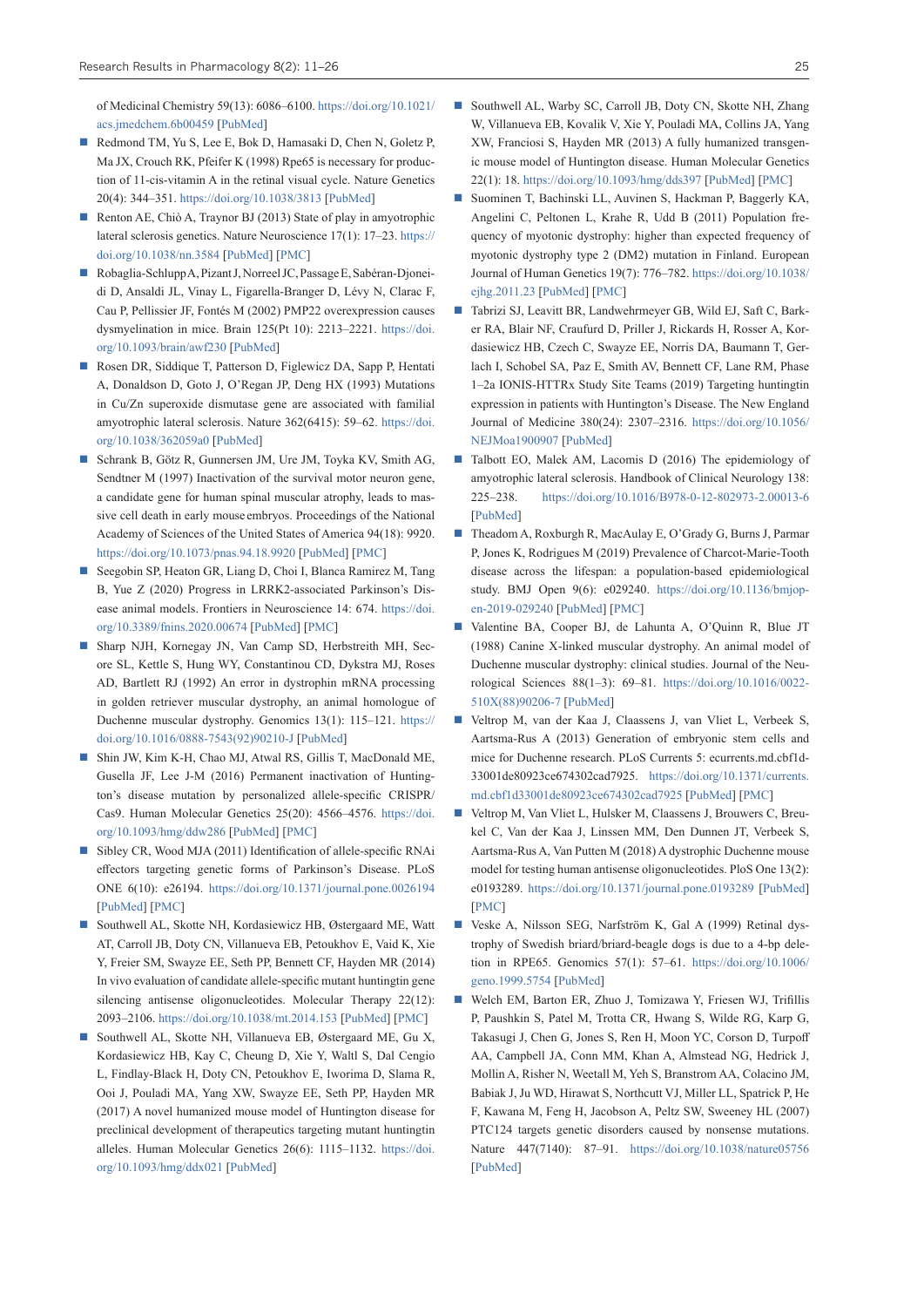of Medicinal Chemistry 59(13): 6086–6100. https://doi.org/10.1021/acs.jmedchem.6b00459 [PubMed]

- Redmond TM, Yu S, Lee E, Bok D, Hamasaki D, Chen N, Goletz P, Ma JX, Crouch RK, Pfeifer K (1998) Rpe65 is necessary for production of 11-cis-vitamin A in the retinal visual cycle. Nature Genetics 20(4): 344–351. https://doi.org/10.1038/3813 [PubMed]
- Renton AE, Chiò A, Traynor BJ (2013) State of play in amyotrophic lateral sclerosis genetics. Nature Neuroscience 17(1): 17–23. https://doi.org/10.1038/nn.3584 [PubMed] [PMC]
- Robaglia-Schlupp A, Pizant J, Norreel JC, Passage E, Sabéran-Djoneidi D, Ansaldi JL, Vinay L, Figarella-Branger D, Lévy N, Clarac F, Cau P, Pellissier JF, Fontés M (2002) PMP22 overexpression causes dysmyelination in mice. Brain 125(Pt 10): 2213–2221. https://doi.org/10.1093/brain/awf230 [PubMed]
- Rosen DR, Siddique T, Patterson D, Figlewicz DA, Sapp P, Hentati A, Donaldson D, Goto J, O'Regan JP, Deng HX (1993) Mutations in Cu/Zn superoxide dismutase gene are associated with familial amyotrophic lateral sclerosis. Nature 362(6415): 59–62. https://doi.org/10.1038/362059a0 [PubMed]
- Schrank B, Götz R, Gunnersen JM, Ure JM, Toyka KV, Smith AG, Sendtner M (1997) Inactivation of the survival motor neuron gene, a candidate gene for human spinal muscular atrophy, leads to massive cell death in early mouse embryos. Proceedings of the National Academy of Sciences of the United States of America 94(18): 9920. https://doi.org/10.1073/pnas.94.18.9920 [PubMed] [PMC]
- Seegobin SP, Heaton GR, Liang D, Choi I, Blanca Ramirez M, Tang B, Yue Z (2020) Progress in LRRK2-associated Parkinson's Disease animal models. Frontiers in Neuroscience 14: 674. https://doi.org/10.3389/fnins.2020.00674 [PubMed] [PMC]
- Sharp NJH, Kornegay JN, Van Camp SD, Herbstreith MH, Secore SL, Kettle S, Hung WY, Constantinou CD, Dykstra MJ, Roses AD, Bartlett RJ (1992) An error in dystrophin mRNA processing in golden retriever muscular dystrophy, an animal homologue of Duchenne muscular dystrophy. Genomics 13(1): 115–121. https://doi.org/10.1016/0888-7543(92)90210-J [PubMed]
- Shin JW, Kim K-H, Chao MJ, Atwal RS, Gillis T, MacDonald ME, Gusella JF, Lee J-M (2016) Permanent inactivation of Huntington's disease mutation by personalized allele-specific CRISPR/Cas9. Human Molecular Genetics 25(20): 4566–4576. https://doi.org/10.1093/hmg/ddw286 [PubMed] [PMC]
- Sibley CR, Wood MJA (2011) Identification of allele-specific RNAi effectors targeting genetic forms of Parkinson's Disease. PLoS ONE 6(10): e26194. https://doi.org/10.1371/journal.pone.0026194 [PubMed] [PMC]
- Southwell AL, Skotte NH, Kordasiewicz HB, Østergaard ME, Watt AT, Carroll JB, Doty CN, Villanueva EB, Petoukhov E, Vaid K, Xie Y, Freier SM, Swayze EE, Seth PP, Bennett CF, Hayden MR (2014) In vivo evaluation of candidate allele-specific mutant huntingtin gene silencing antisense oligonucleotides. Molecular Therapy 22(12): 2093–2106. https://doi.org/10.1038/mt.2014.153 [PubMed] [PMC]
- Southwell AL, Skotte NH, Villanueva EB, Østergaard ME, Gu X, Kordasiewicz HB, Kay C, Cheung D, Xie Y, Waltl S, Dal Cengio L, Findlay-Black H, Doty CN, Petoukhov E, Iworima D, Slama R, Ooi J, Pouladi MA, Yang XW, Swayze EE, Seth PP, Hayden MR (2017) A novel humanized mouse model of Huntington disease for preclinical development of therapeutics targeting mutant huntingtin alleles. Human Molecular Genetics 26(6): 1115–1132. https://doi.org/10.1093/hmg/ddx021 [PubMed]
- Southwell AL, Warby SC, Carroll JB, Doty CN, Skotte NH, Zhang W, Villanueva EB, Kovalik V, Xie Y, Pouladi MA, Collins JA, Yang XW, Franciosi S, Hayden MR (2013) A fully humanized transgenic mouse model of Huntington disease. Human Molecular Genetics 22(1): 18. https://doi.org/10.1093/hmg/dds397 [PubMed] [PMC]
- Suominen T, Bachinski LL, Auvinen S, Hackman P, Baggerly KA, Angelini C, Peltonen L, Krahe R, Udd B (2011) Population frequency of myotonic dystrophy: higher than expected frequency of myotonic dystrophy type 2 (DM2) mutation in Finland. European Journal of Human Genetics 19(7): 776–782. https://doi.org/10.1038/ejhg.2011.23 [PubMed] [PMC]
- Tabrizi SJ, Leavitt BR, Landwehrmeyer GB, Wild EJ, Saft C, Barker RA, Blair NF, Craufurd D, Priller J, Rickards H, Rosser A, Kordasiewicz HB, Czech C, Swayze EE, Norris DA, Baumann T, Gerlach I, Schobel SA, Paz E, Smith AV, Bennett CF, Lane RM, Phase 1–2a IONIS-HTTRx Study Site Teams (2019) Targeting huntingtin expression in patients with Huntington's Disease. The New England Journal of Medicine 380(24): 2307–2316. https://doi.org/10.1056/NEJMoa1900907 [PubMed]
- Talbott EO, Malek AM, Lacomis D (2016) The epidemiology of amyotrophic lateral sclerosis. Handbook of Clinical Neurology 138: 225–238. https://doi.org/10.1016/B978-0-12-802973-2.00013-6 [PubMed]
- Theadom A, Roxburgh R, MacAulay E, O'Grady G, Burns J, Parmar P, Jones K, Rodrigues M (2019) Prevalence of Charcot-Marie-Tooth disease across the lifespan: a population-based epidemiological study. BMJ Open 9(6): e029240. https://doi.org/10.1136/bmjopen-2019-029240 [PubMed] [PMC]
- Valentine BA, Cooper BJ, de Lahunta A, O'Quinn R, Blue JT (1988) Canine X-linked muscular dystrophy. An animal model of Duchenne muscular dystrophy: clinical studies. Journal of the Neurological Sciences 88(1–3): 69–81. https://doi.org/10.1016/0022-510X(88)90206-7 [PubMed]
- Veltrop M, van der Kaa J, Claassens J, van Vliet L, Verbeek S, Aartsma-Rus A (2013) Generation of embryonic stem cells and mice for Duchenne research. PLoS Currents 5: ecurrents.md.cbf1d33001de80923ce674302cad7925. https://doi.org/10.1371/currents.md.cbf1d33001de80923ce674302cad7925 [PubMed] [PMC]
- Veltrop M, Van Vliet L, Hulsker M, Claassens J, Brouwers C, Breukel C, Van der Kaa J, Linssen MM, Den Dunnen JT, Verbeek S, Aartsma-Rus A, Van Putten M (2018) A dystrophic Duchenne mouse model for testing human antisense oligonucleotides. PloS One 13(2): e0193289. https://doi.org/10.1371/journal.pone.0193289 [PubMed] [PMC]
- Veske A, Nilsson SEG, Narfström K, Gal A (1999) Retinal dystrophy of Swedish briard/briard-beagle dogs is due to a 4-bp deletion in RPE65. Genomics 57(1): 57–61. https://doi.org/10.1006/geno.1999.5754 [PubMed]
- Welch EM, Barton ER, Zhuo J, Tomizawa Y, Friesen WJ, Trifillis P, Paushkin S, Patel M, Trotta CR, Hwang S, Wilde RG, Karp G, Takasugi J, Chen G, Jones S, Ren H, Moon YC, Corson D, Turpoff AA, Campbell JA, Conn MM, Khan A, Almstead NG, Hedrick J, Mollin A, Risher N, Weetall M, Yeh S, Branstrom AA, Colacino JM, Babiak J, Ju WD, Hirawat S, Northcutt VJ, Miller LL, Spatrick P, He F, Kawana M, Feng H, Jacobson A, Peltz SW, Sweeney HL (2007) PTC124 targets genetic disorders caused by nonsense mutations. Nature 447(7140): 87–91. https://doi.org/10.1038/nature05756 [PubMed]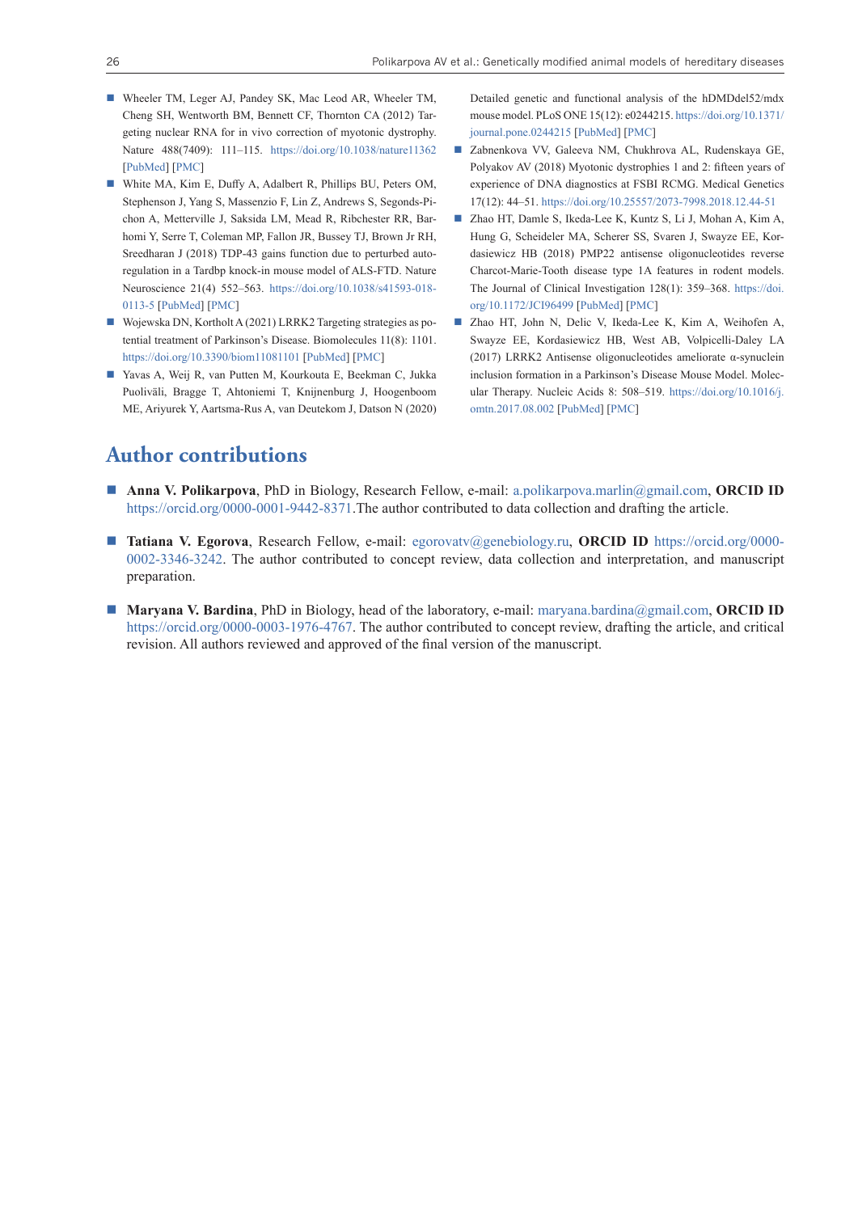- Wheeler TM, Leger AJ, Pandey SK, Mac Leod AR, Wheeler TM, Cheng SH, Wentworth BM, Bennett CF, Thornton CA (2012) Targeting nuclear RNA for in vivo correction of myotonic dystrophy. Nature 488(7409): 111–115. https://doi.org/10.1038/nature11362 [PubMed] [PMC]
- White MA, Kim E, Duffy A, Adalbert R, Phillips BU, Peters OM, Stephenson J, Yang S, Massenzio F, Lin Z, Andrews S, Segonds-Pichon A, Metterville J, Saksida LM, Mead R, Ribchester RR, Barhomi Y, Serre T, Coleman MP, Fallon JR, Bussey TJ, Brown Jr RH, Sreedharan J (2018) TDP-43 gains function due to perturbed autoregulation in a Tardbp knock-in mouse model of ALS-FTD. Nature Neuroscience 21(4) 552–563. https://doi.org/10.1038/s41593-018-0113-5 [PubMed] [PMC]
- Wojewska DN, Kortholt A (2021) LRRK2 Targeting strategies as potential treatment of Parkinson's Disease. Biomolecules 11(8): 1101. https://doi.org/10.3390/biom11081101 [PubMed] [PMC]
- Yavas A, Weij R, van Putten M, Kourkouta E, Beekman C, Jukka Puoliväli, Bragge T, Ahtoniemi T, Knijnenburg J, Hoogenboom ME, Ariyurek Y, Aartsma-Rus A, van Deutekom J, Datson N (2020) Detailed genetic and functional analysis of the hDMDdel52/mdx mouse model. PLoS ONE 15(12): e0244215. https://doi.org/10.1371/journal.pone.0244215 [PubMed] [PMC]
- Zabnenkova VV, Galeeva NM, Chukhrova AL, Rudenskaya GE, Polyakov AV (2018) Myotonic dystrophies 1 and 2: fifteen years of experience of DNA diagnostics at FSBI RCMG. Medical Genetics 17(12): 44–51. https://doi.org/10.25557/2073-7998.2018.12.44-51
- Zhao HT, Damle S, Ikeda-Lee K, Kuntz S, Li J, Mohan A, Kim A, Hung G, Scheideler MA, Scherer SS, Svaren J, Swayze EE, Kordasiewicz HB (2018) PMP22 antisense oligonucleotides reverse Charcot-Marie-Tooth disease type 1A features in rodent models. The Journal of Clinical Investigation 128(1): 359–368. https://doi.org/10.1172/JCI96499 [PubMed] [PMC]
- Zhao HT, John N, Delic V, Ikeda-Lee K, Kim A, Weihofen A, Swayze EE, Kordasiewicz HB, West AB, Volpicelli-Daley LA (2017) LRRK2 Antisense oligonucleotides ameliorate α-synuclein inclusion formation in a Parkinson's Disease Mouse Model. Molecular Therapy. Nucleic Acids 8: 508–519. https://doi.org/10.1016/j.omtn.2017.08.002 [PubMed] [PMC]

## Author contributions

- **Anna V. Polikarpova**, PhD in Biology, Research Fellow, e-mail: a.polikarpova.marlin@gmail.com, **ORCID ID** https://orcid.org/0000-0001-9442-8371.The author contributed to data collection and drafting the article.
- **Tatiana V. Egorova**, Research Fellow, e-mail: egorovatv@genebiology.ru, **ORCID ID** https://orcid.org/0000-0002-3346-3242. The author contributed to concept review, data collection and interpretation, and manuscript preparation.
- **Maryana V. Bardina**, PhD in Biology, head of the laboratory, e-mail: maryana.bardina@gmail.com, **ORCID ID** https://orcid.org/0000-0003-1976-4767. The author contributed to concept review, drafting the article, and critical revision. All authors reviewed and approved of the final version of the manuscript.